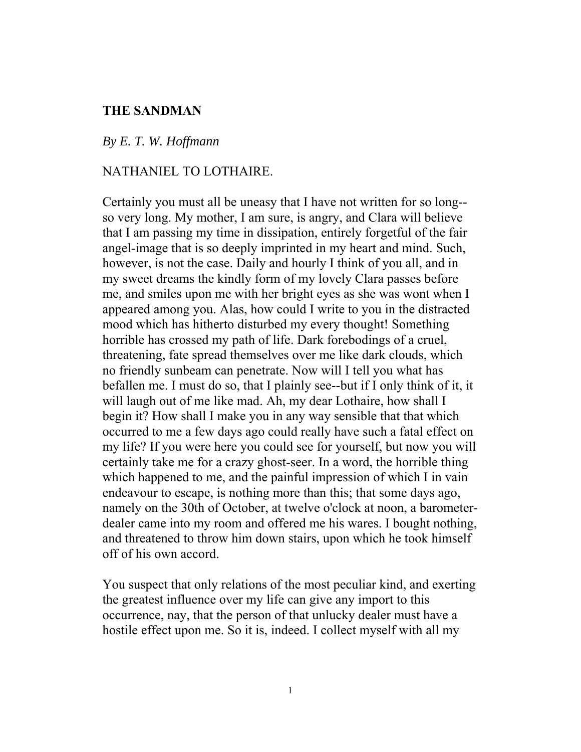# THE SANDMAN

*By E. T. W. Hoffmann*

NATHANIEL TO LOTHAIRE.

Certainly you must all be uneasy that I have not written for so long--so very long. My mother, I am sure, is angry, and Clara will believe that I am passing my time in dissipation, entirely forgetful of the fair angel-image that is so deeply imprinted in my heart and mind. Such, however, is not the case. Daily and hourly I think of you all, and in my sweet dreams the kindly form of my lovely Clara passes before me, and smiles upon me with her bright eyes as she was wont when I appeared among you. Alas, how could I write to you in the distracted mood which has hitherto disturbed my every thought! Something horrible has crossed my path of life. Dark forebodings of a cruel, threatening, fate spread themselves over me like dark clouds, which no friendly sunbeam can penetrate. Now will I tell you what has befallen me. I must do so, that I plainly see--but if I only think of it, it will laugh out of me like mad. Ah, my dear Lothaire, how shall I begin it? How shall I make you in any way sensible that that which occurred to me a few days ago could really have such a fatal effect on my life? If you were here you could see for yourself, but now you will certainly take me for a crazy ghost-seer. In a word, the horrible thing which happened to me, and the painful impression of which I in vain endeavour to escape, is nothing more than this; that some days ago, namely on the 30th of October, at twelve o'clock at noon, a barometer-dealer came into my room and offered me his wares. I bought nothing, and threatened to throw him down stairs, upon which he took himself off of his own accord.

You suspect that only relations of the most peculiar kind, and exerting the greatest influence over my life can give any import to this occurrence, nay, that the person of that unlucky dealer must have a hostile effect upon me. So it is, indeed. I collect myself with all my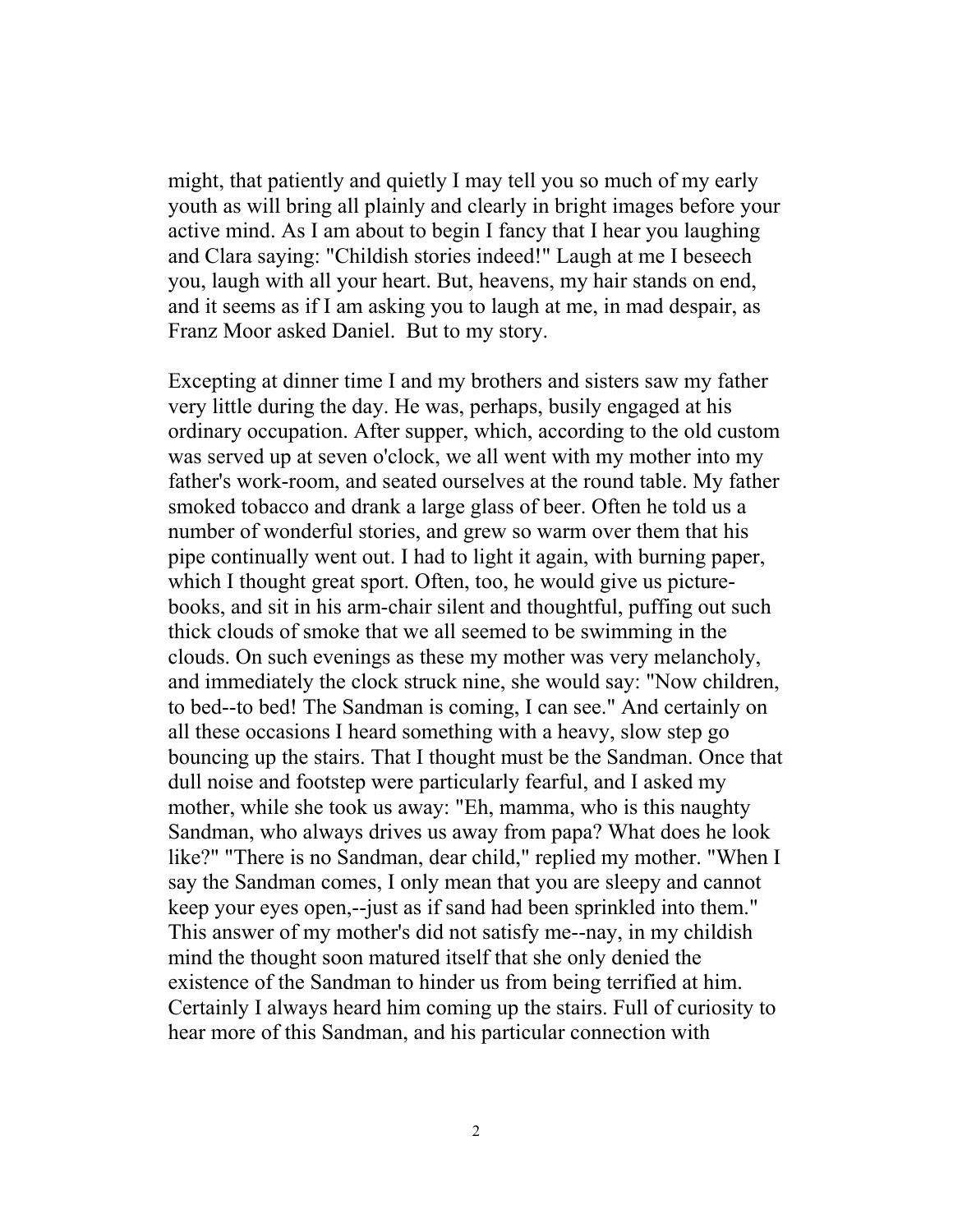might, that patiently and quietly I may tell you so much of my early youth as will bring all plainly and clearly in bright images before your active mind. As I am about to begin I fancy that I hear you laughing and Clara saying: "Childish stories indeed!" Laugh at me I beseech you, laugh with all your heart. But, heavens, my hair stands on end, and it seems as if I am asking you to laugh at me, in mad despair, as Franz Moor asked Daniel. But to my story.

Excepting at dinner time I and my brothers and sisters saw my father very little during the day. He was, perhaps, busily engaged at his ordinary occupation. After supper, which, according to the old custom was served up at seven o'clock, we all went with my mother into my father's work-room, and seated ourselves at the round table. My father smoked tobacco and drank a large glass of beer. Often he told us a number of wonderful stories, and grew so warm over them that his pipe continually went out. I had to light it again, with burning paper, which I thought great sport. Often, too, he would give us picture-books, and sit in his arm-chair silent and thoughtful, puffing out such thick clouds of smoke that we all seemed to be swimming in the clouds. On such evenings as these my mother was very melancholy, and immediately the clock struck nine, she would say: "Now children, to bed--to bed! The Sandman is coming, I can see." And certainly on all these occasions I heard something with a heavy, slow step go bouncing up the stairs. That I thought must be the Sandman. Once that dull noise and footstep were particularly fearful, and I asked my mother, while she took us away: "Eh, mamma, who is this naughty Sandman, who always drives us away from papa? What does he look like?" "There is no Sandman, dear child," replied my mother. "When I say the Sandman comes, I only mean that you are sleepy and cannot keep your eyes open,--just as if sand had been sprinkled into them." This answer of my mother's did not satisfy me--nay, in my childish mind the thought soon matured itself that she only denied the existence of the Sandman to hinder us from being terrified at him. Certainly I always heard him coming up the stairs. Full of curiosity to hear more of this Sandman, and his particular connection with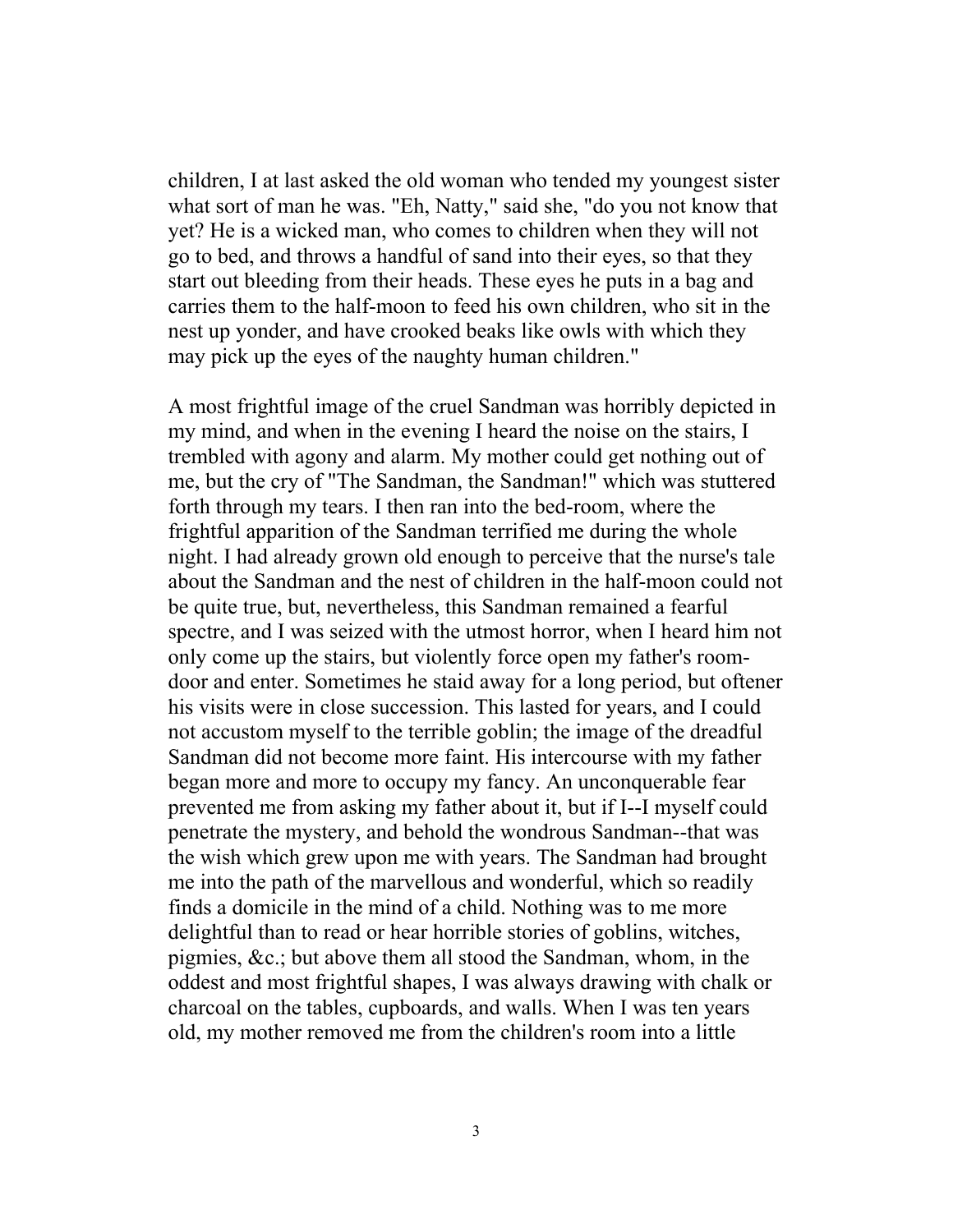children, I at last asked the old woman who tended my youngest sister what sort of man he was. "Eh, Natty," said she, "do you not know that yet? He is a wicked man, who comes to children when they will not go to bed, and throws a handful of sand into their eyes, so that they start out bleeding from their heads. These eyes he puts in a bag and carries them to the half-moon to feed his own children, who sit in the nest up yonder, and have crooked beaks like owls with which they may pick up the eyes of the naughty human children."

A most frightful image of the cruel Sandman was horribly depicted in my mind, and when in the evening I heard the noise on the stairs, I trembled with agony and alarm. My mother could get nothing out of me, but the cry of "The Sandman, the Sandman!" which was stuttered forth through my tears. I then ran into the bed-room, where the frightful apparition of the Sandman terrified me during the whole night. I had already grown old enough to perceive that the nurse's tale about the Sandman and the nest of children in the half-moon could not be quite true, but, nevertheless, this Sandman remained a fearful spectre, and I was seized with the utmost horror, when I heard him not only come up the stairs, but violently force open my father's room-door and enter. Sometimes he staid away for a long period, but oftener his visits were in close succession. This lasted for years, and I could not accustom myself to the terrible goblin; the image of the dreadful Sandman did not become more faint. His intercourse with my father began more and more to occupy my fancy. An unconquerable fear prevented me from asking my father about it, but if I--I myself could penetrate the mystery, and behold the wondrous Sandman--that was the wish which grew upon me with years. The Sandman had brought me into the path of the marvellous and wonderful, which so readily finds a domicile in the mind of a child. Nothing was to me more delightful than to read or hear horrible stories of goblins, witches, pigmies, &c.; but above them all stood the Sandman, whom, in the oddest and most frightful shapes, I was always drawing with chalk or charcoal on the tables, cupboards, and walls. When I was ten years old, my mother removed me from the children's room into a little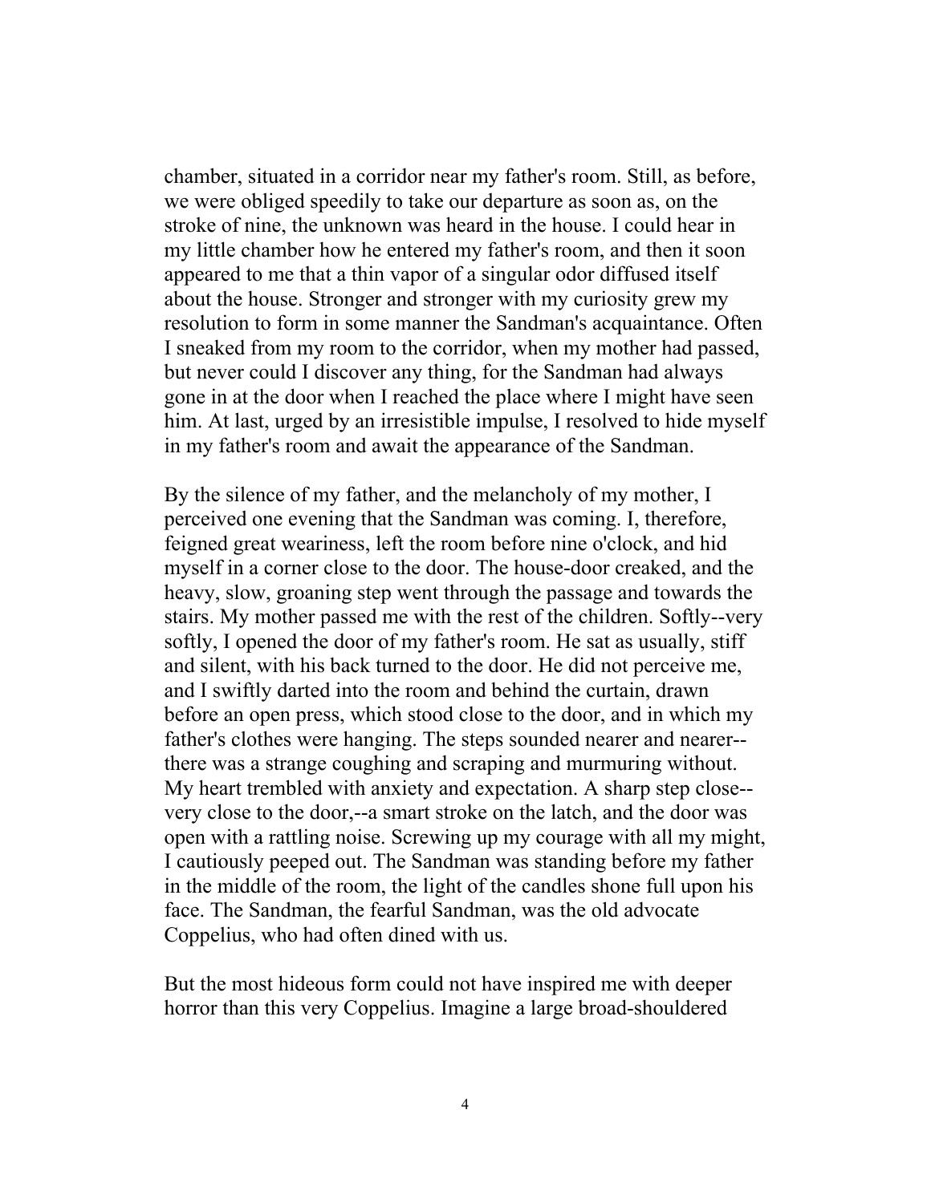chamber, situated in a corridor near my father's room. Still, as before, we were obliged speedily to take our departure as soon as, on the stroke of nine, the unknown was heard in the house. I could hear in my little chamber how he entered my father's room, and then it soon appeared to me that a thin vapor of a singular odor diffused itself about the house. Stronger and stronger with my curiosity grew my resolution to form in some manner the Sandman's acquaintance. Often I sneaked from my room to the corridor, when my mother had passed, but never could I discover any thing, for the Sandman had always gone in at the door when I reached the place where I might have seen him. At last, urged by an irresistible impulse, I resolved to hide myself in my father's room and await the appearance of the Sandman.

By the silence of my father, and the melancholy of my mother, I perceived one evening that the Sandman was coming. I, therefore, feigned great weariness, left the room before nine o'clock, and hid myself in a corner close to the door. The house-door creaked, and the heavy, slow, groaning step went through the passage and towards the stairs. My mother passed me with the rest of the children. Softly--very softly, I opened the door of my father's room. He sat as usually, stiff and silent, with his back turned to the door. He did not perceive me, and I swiftly darted into the room and behind the curtain, drawn before an open press, which stood close to the door, and in which my father's clothes were hanging. The steps sounded nearer and nearer--there was a strange coughing and scraping and murmuring without. My heart trembled with anxiety and expectation. A sharp step close--very close to the door,--a smart stroke on the latch, and the door was open with a rattling noise. Screwing up my courage with all my might, I cautiously peeped out. The Sandman was standing before my father in the middle of the room, the light of the candles shone full upon his face. The Sandman, the fearful Sandman, was the old advocate Coppelius, who had often dined with us.

But the most hideous form could not have inspired me with deeper horror than this very Coppelius. Imagine a large broad-shouldered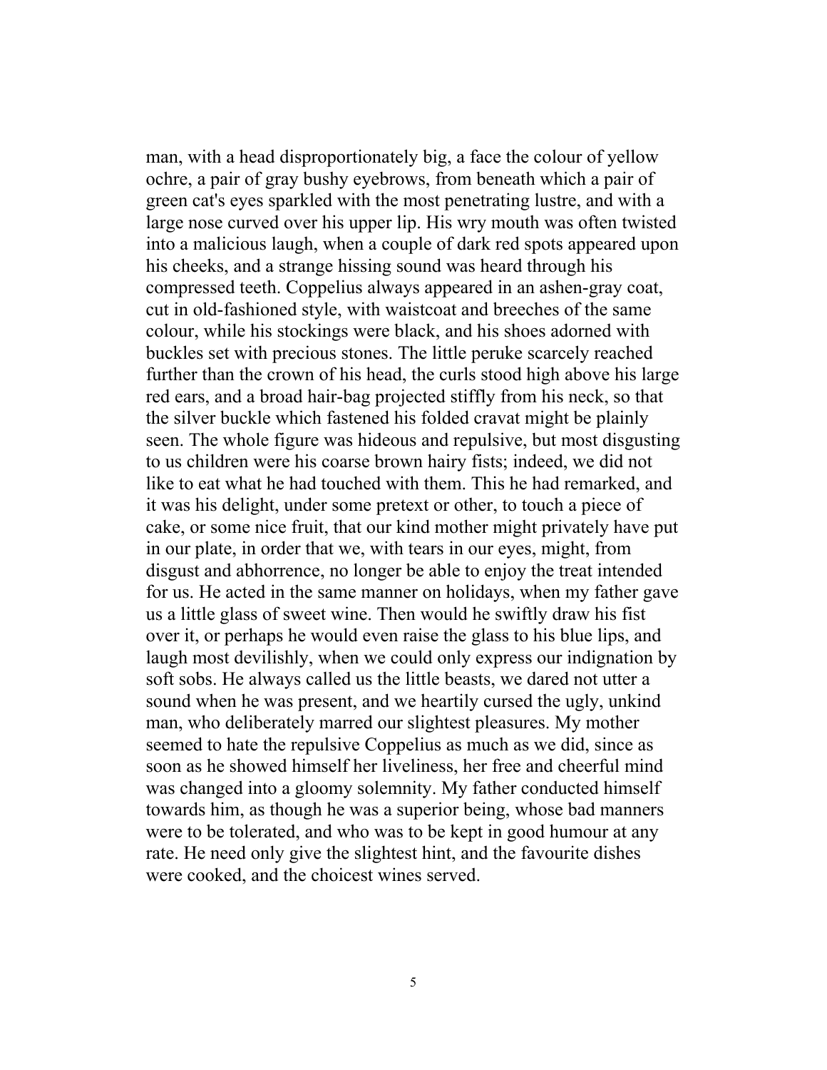man, with a head disproportionately big, a face the colour of yellow ochre, a pair of gray bushy eyebrows, from beneath which a pair of green cat's eyes sparkled with the most penetrating lustre, and with a large nose curved over his upper lip. His wry mouth was often twisted into a malicious laugh, when a couple of dark red spots appeared upon his cheeks, and a strange hissing sound was heard through his compressed teeth. Coppelius always appeared in an ashen-gray coat, cut in old-fashioned style, with waistcoat and breeches of the same colour, while his stockings were black, and his shoes adorned with buckles set with precious stones. The little peruke scarcely reached further than the crown of his head, the curls stood high above his large red ears, and a broad hair-bag projected stiffly from his neck, so that the silver buckle which fastened his folded cravat might be plainly seen. The whole figure was hideous and repulsive, but most disgusting to us children were his coarse brown hairy fists; indeed, we did not like to eat what he had touched with them. This he had remarked, and it was his delight, under some pretext or other, to touch a piece of cake, or some nice fruit, that our kind mother might privately have put in our plate, in order that we, with tears in our eyes, might, from disgust and abhorrence, no longer be able to enjoy the treat intended for us. He acted in the same manner on holidays, when my father gave us a little glass of sweet wine. Then would he swiftly draw his fist over it, or perhaps he would even raise the glass to his blue lips, and laugh most devilishly, when we could only express our indignation by soft sobs. He always called us the little beasts, we dared not utter a sound when he was present, and we heartily cursed the ugly, unkind man, who deliberately marred our slightest pleasures. My mother seemed to hate the repulsive Coppelius as much as we did, since as soon as he showed himself her liveliness, her free and cheerful mind was changed into a gloomy solemnity. My father conducted himself towards him, as though he was a superior being, whose bad manners were to be tolerated, and who was to be kept in good humour at any rate. He need only give the slightest hint, and the favourite dishes were cooked, and the choicest wines served.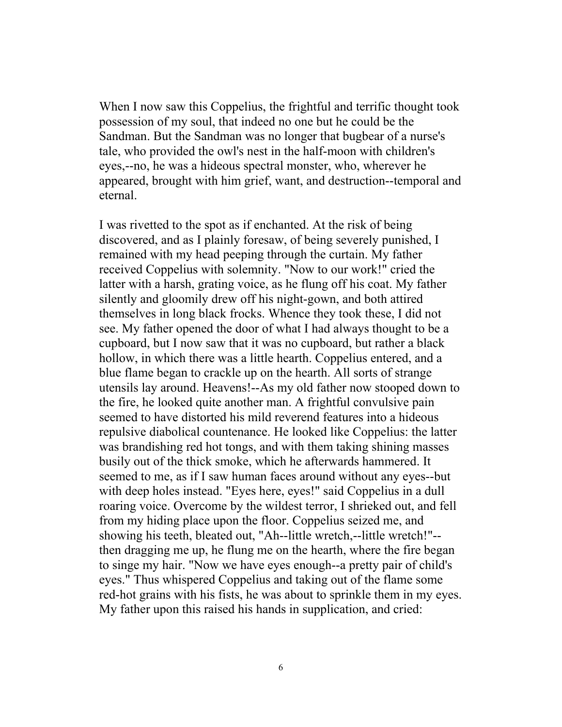When I now saw this Coppelius, the frightful and terrific thought took possession of my soul, that indeed no one but he could be the Sandman. But the Sandman was no longer that bugbear of a nurse's tale, who provided the owl's nest in the half-moon with children's eyes,--no, he was a hideous spectral monster, who, wherever he appeared, brought with him grief, want, and destruction--temporal and eternal.

I was rivetted to the spot as if enchanted. At the risk of being discovered, and as I plainly foresaw, of being severely punished, I remained with my head peeping through the curtain. My father received Coppelius with solemnity. "Now to our work!" cried the latter with a harsh, grating voice, as he flung off his coat. My father silently and gloomily drew off his night-gown, and both attired themselves in long black frocks. Whence they took these, I did not see. My father opened the door of what I had always thought to be a cupboard, but I now saw that it was no cupboard, but rather a black hollow, in which there was a little hearth. Coppelius entered, and a blue flame began to crackle up on the hearth. All sorts of strange utensils lay around. Heavens!--As my old father now stooped down to the fire, he looked quite another man. A frightful convulsive pain seemed to have distorted his mild reverend features into a hideous repulsive diabolical countenance. He looked like Coppelius: the latter was brandishing red hot tongs, and with them taking shining masses busily out of the thick smoke, which he afterwards hammered. It seemed to me, as if I saw human faces around without any eyes--but with deep holes instead. "Eyes here, eyes!" said Coppelius in a dull roaring voice. Overcome by the wildest terror, I shrieked out, and fell from my hiding place upon the floor. Coppelius seized me, and showing his teeth, bleated out, "Ah--little wretch,--little wretch!"--then dragging me up, he flung me on the hearth, where the fire began to singe my hair. "Now we have eyes enough--a pretty pair of child's eyes." Thus whispered Coppelius and taking out of the flame some red-hot grains with his fists, he was about to sprinkle them in my eyes. My father upon this raised his hands in supplication, and cried: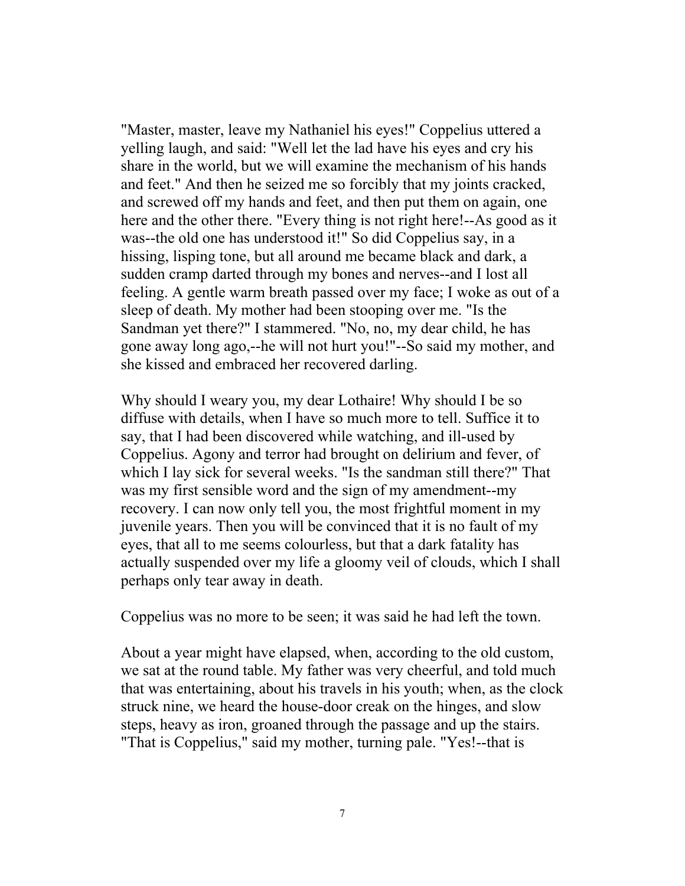"Master, master, leave my Nathaniel his eyes!" Coppelius uttered a yelling laugh, and said: "Well let the lad have his eyes and cry his share in the world, but we will examine the mechanism of his hands and feet." And then he seized me so forcibly that my joints cracked, and screwed off my hands and feet, and then put them on again, one here and the other there. "Every thing is not right here!--As good as it was--the old one has understood it!" So did Coppelius say, in a hissing, lisping tone, but all around me became black and dark, a sudden cramp darted through my bones and nerves--and I lost all feeling. A gentle warm breath passed over my face; I woke as out of a sleep of death. My mother had been stooping over me. "Is the Sandman yet there?" I stammered. "No, no, my dear child, he has gone away long ago,--he will not hurt you!"--So said my mother, and she kissed and embraced her recovered darling.

Why should I weary you, my dear Lothaire! Why should I be so diffuse with details, when I have so much more to tell. Suffice it to say, that I had been discovered while watching, and ill-used by Coppelius. Agony and terror had brought on delirium and fever, of which I lay sick for several weeks. "Is the sandman still there?" That was my first sensible word and the sign of my amendment--my recovery. I can now only tell you, the most frightful moment in my juvenile years. Then you will be convinced that it is no fault of my eyes, that all to me seems colourless, but that a dark fatality has actually suspended over my life a gloomy veil of clouds, which I shall perhaps only tear away in death.

Coppelius was no more to be seen; it was said he had left the town.

About a year might have elapsed, when, according to the old custom, we sat at the round table. My father was very cheerful, and told much that was entertaining, about his travels in his youth; when, as the clock struck nine, we heard the house-door creak on the hinges, and slow steps, heavy as iron, groaned through the passage and up the stairs. "That is Coppelius," said my mother, turning pale. "Yes!--that is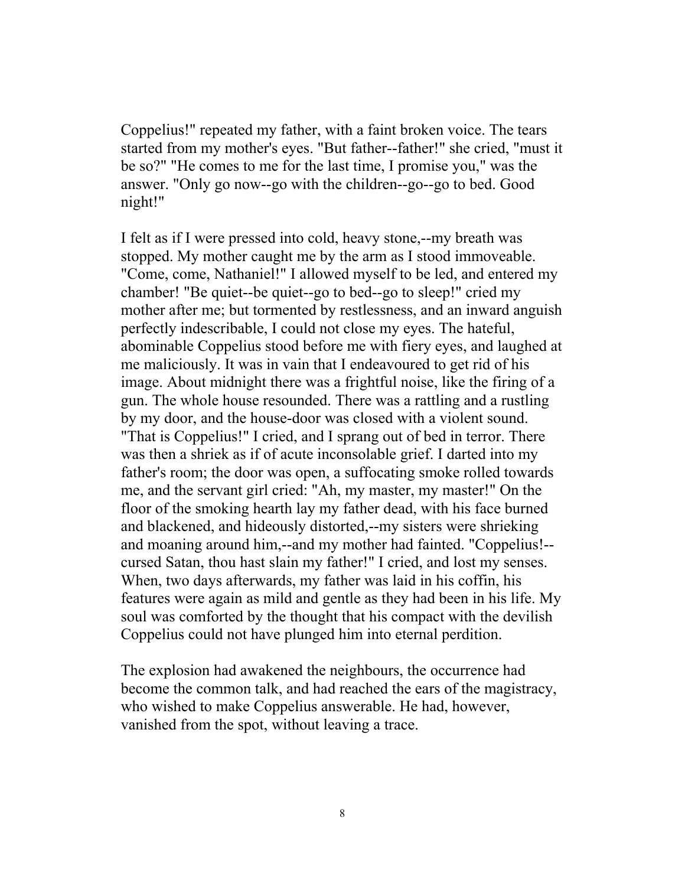Coppelius!" repeated my father, with a faint broken voice. The tears started from my mother's eyes. "But father--father!" she cried, "must it be so?" "He comes to me for the last time, I promise you," was the answer. "Only go now--go with the children--go--go to bed. Good night!"

I felt as if I were pressed into cold, heavy stone,--my breath was stopped. My mother caught me by the arm as I stood immoveable. "Come, come, Nathaniel!" I allowed myself to be led, and entered my chamber! "Be quiet--be quiet--go to bed--go to sleep!" cried my mother after me; but tormented by restlessness, and an inward anguish perfectly indescribable, I could not close my eyes. The hateful, abominable Coppelius stood before me with fiery eyes, and laughed at me maliciously. It was in vain that I endeavoured to get rid of his image. About midnight there was a frightful noise, like the firing of a gun. The whole house resounded. There was a rattling and a rustling by my door, and the house-door was closed with a violent sound. "That is Coppelius!" I cried, and I sprang out of bed in terror. There was then a shriek as if of acute inconsolable grief. I darted into my father's room; the door was open, a suffocating smoke rolled towards me, and the servant girl cried: "Ah, my master, my master!" On the floor of the smoking hearth lay my father dead, with his face burned and blackened, and hideously distorted,--my sisters were shrieking and moaning around him,--and my mother had fainted. "Coppelius!--cursed Satan, thou hast slain my father!" I cried, and lost my senses. When, two days afterwards, my father was laid in his coffin, his features were again as mild and gentle as they had been in his life. My soul was comforted by the thought that his compact with the devilish Coppelius could not have plunged him into eternal perdition.

The explosion had awakened the neighbours, the occurrence had become the common talk, and had reached the ears of the magistracy, who wished to make Coppelius answerable. He had, however, vanished from the spot, without leaving a trace.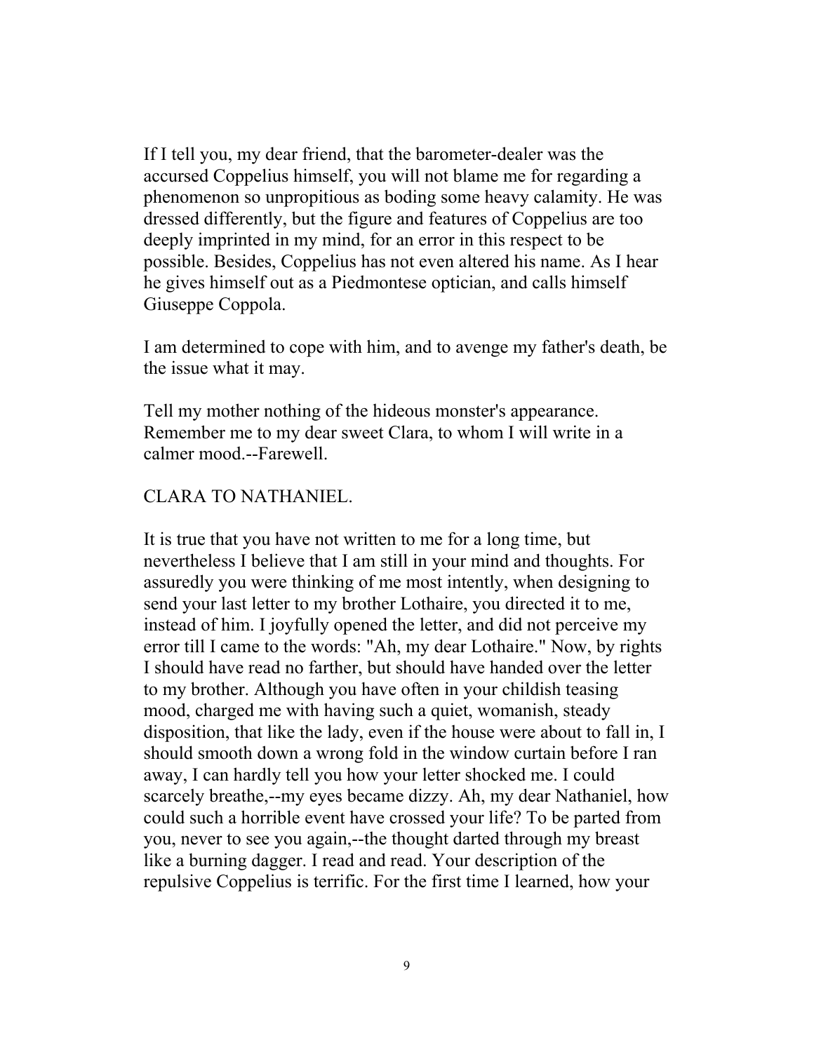If I tell you, my dear friend, that the barometer-dealer was the accursed Coppelius himself, you will not blame me for regarding a phenomenon so unpropitious as boding some heavy calamity. He was dressed differently, but the figure and features of Coppelius are too deeply imprinted in my mind, for an error in this respect to be possible. Besides, Coppelius has not even altered his name. As I hear he gives himself out as a Piedmontese optician, and calls himself Giuseppe Coppola.

I am determined to cope with him, and to avenge my father's death, be the issue what it may.

Tell my mother nothing of the hideous monster's appearance. Remember me to my dear sweet Clara, to whom I will write in a calmer mood.--Farewell.

## CLARA TO NATHANIEL.

It is true that you have not written to me for a long time, but nevertheless I believe that I am still in your mind and thoughts. For assuredly you were thinking of me most intently, when designing to send your last letter to my brother Lothaire, you directed it to me, instead of him. I joyfully opened the letter, and did not perceive my error till I came to the words: "Ah, my dear Lothaire." Now, by rights I should have read no farther, but should have handed over the letter to my brother. Although you have often in your childish teasing mood, charged me with having such a quiet, womanish, steady disposition, that like the lady, even if the house were about to fall in, I should smooth down a wrong fold in the window curtain before I ran away, I can hardly tell you how your letter shocked me. I could scarcely breathe,--my eyes became dizzy. Ah, my dear Nathaniel, how could such a horrible event have crossed your life? To be parted from you, never to see you again,--the thought darted through my breast like a burning dagger. I read and read. Your description of the repulsive Coppelius is terrific. For the first time I learned, how your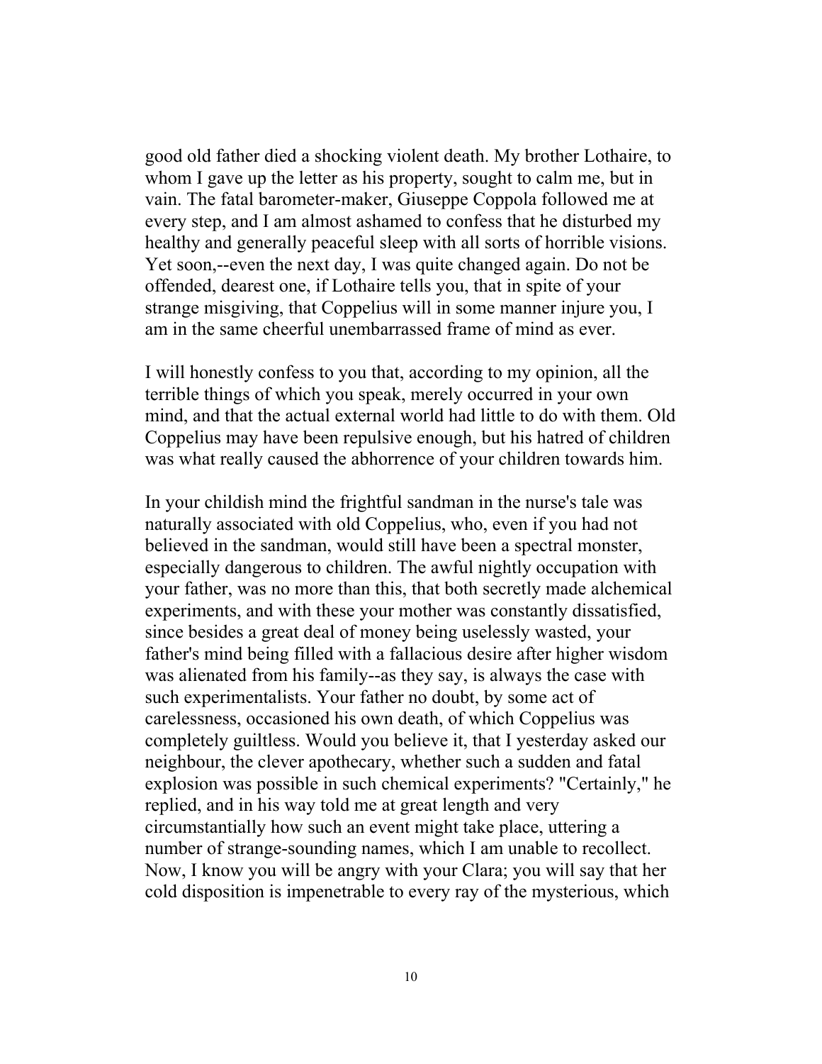good old father died a shocking violent death. My brother Lothaire, to whom I gave up the letter as his property, sought to calm me, but in vain. The fatal barometer-maker, Giuseppe Coppola followed me at every step, and I am almost ashamed to confess that he disturbed my healthy and generally peaceful sleep with all sorts of horrible visions. Yet soon,--even the next day, I was quite changed again. Do not be offended, dearest one, if Lothaire tells you, that in spite of your strange misgiving, that Coppelius will in some manner injure you, I am in the same cheerful unembarrassed frame of mind as ever.

I will honestly confess to you that, according to my opinion, all the terrible things of which you speak, merely occurred in your own mind, and that the actual external world had little to do with them. Old Coppelius may have been repulsive enough, but his hatred of children was what really caused the abhorrence of your children towards him.

In your childish mind the frightful sandman in the nurse's tale was naturally associated with old Coppelius, who, even if you had not believed in the sandman, would still have been a spectral monster, especially dangerous to children. The awful nightly occupation with your father, was no more than this, that both secretly made alchemical experiments, and with these your mother was constantly dissatisfied, since besides a great deal of money being uselessly wasted, your father's mind being filled with a fallacious desire after higher wisdom was alienated from his family--as they say, is always the case with such experimentalists. Your father no doubt, by some act of carelessness, occasioned his own death, of which Coppelius was completely guiltless. Would you believe it, that I yesterday asked our neighbour, the clever apothecary, whether such a sudden and fatal explosion was possible in such chemical experiments? "Certainly," he replied, and in his way told me at great length and very circumstantially how such an event might take place, uttering a number of strange-sounding names, which I am unable to recollect. Now, I know you will be angry with your Clara; you will say that her cold disposition is impenetrable to every ray of the mysterious, which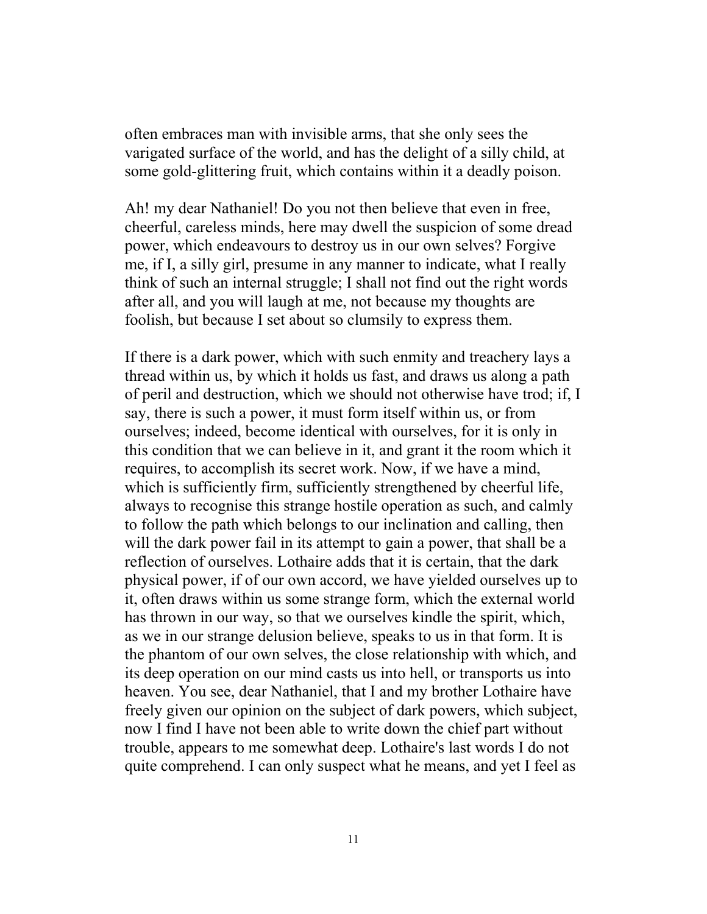often embraces man with invisible arms, that she only sees the varigated surface of the world, and has the delight of a silly child, at some gold-glittering fruit, which contains within it a deadly poison.

Ah! my dear Nathaniel! Do you not then believe that even in free, cheerful, careless minds, here may dwell the suspicion of some dread power, which endeavours to destroy us in our own selves? Forgive me, if I, a silly girl, presume in any manner to indicate, what I really think of such an internal struggle; I shall not find out the right words after all, and you will laugh at me, not because my thoughts are foolish, but because I set about so clumsily to express them.

If there is a dark power, which with such enmity and treachery lays a thread within us, by which it holds us fast, and draws us along a path of peril and destruction, which we should not otherwise have trod; if, I say, there is such a power, it must form itself within us, or from ourselves; indeed, become identical with ourselves, for it is only in this condition that we can believe in it, and grant it the room which it requires, to accomplish its secret work. Now, if we have a mind, which is sufficiently firm, sufficiently strengthened by cheerful life, always to recognise this strange hostile operation as such, and calmly to follow the path which belongs to our inclination and calling, then will the dark power fail in its attempt to gain a power, that shall be a reflection of ourselves. Lothaire adds that it is certain, that the dark physical power, if of our own accord, we have yielded ourselves up to it, often draws within us some strange form, which the external world has thrown in our way, so that we ourselves kindle the spirit, which, as we in our strange delusion believe, speaks to us in that form. It is the phantom of our own selves, the close relationship with which, and its deep operation on our mind casts us into hell, or transports us into heaven. You see, dear Nathaniel, that I and my brother Lothaire have freely given our opinion on the subject of dark powers, which subject, now I find I have not been able to write down the chief part without trouble, appears to me somewhat deep. Lothaire's last words I do not quite comprehend. I can only suspect what he means, and yet I feel as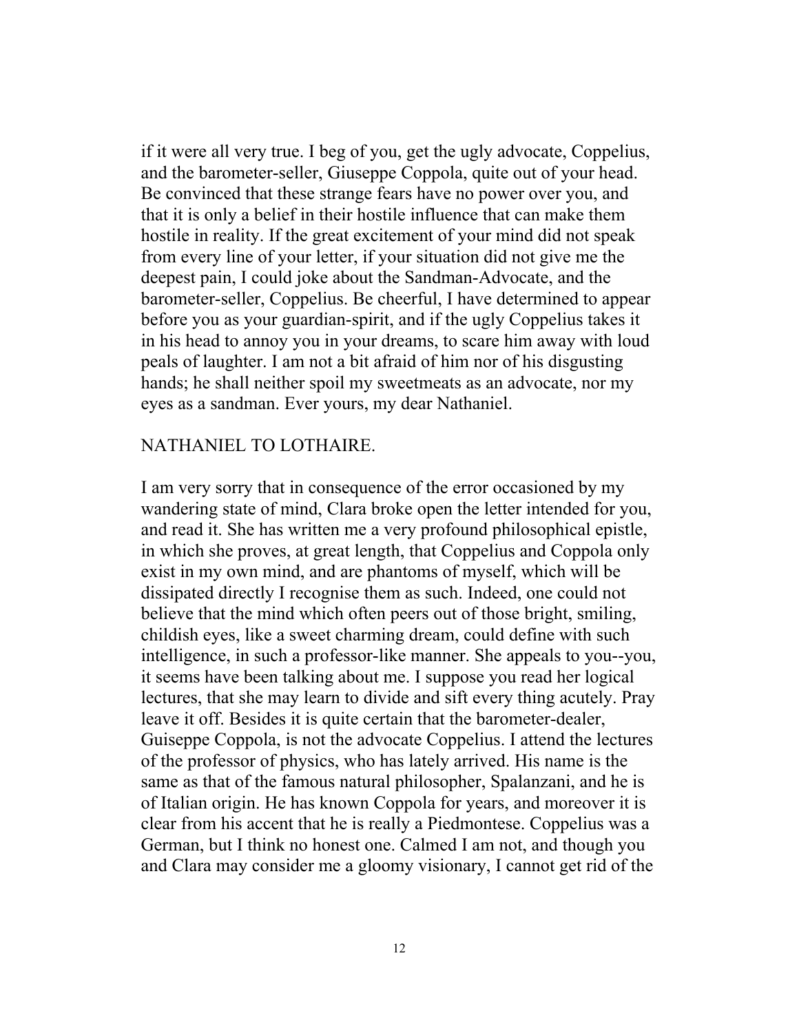if it were all very true. I beg of you, get the ugly advocate, Coppelius, and the barometer-seller, Giuseppe Coppola, quite out of your head. Be convinced that these strange fears have no power over you, and that it is only a belief in their hostile influence that can make them hostile in reality. If the great excitement of your mind did not speak from every line of your letter, if your situation did not give me the deepest pain, I could joke about the Sandman-Advocate, and the barometer-seller, Coppelius. Be cheerful, I have determined to appear before you as your guardian-spirit, and if the ugly Coppelius takes it in his head to annoy you in your dreams, to scare him away with loud peals of laughter. I am not a bit afraid of him nor of his disgusting hands; he shall neither spoil my sweetmeats as an advocate, nor my eyes as a sandman. Ever yours, my dear Nathaniel.

NATHANIEL TO LOTHAIRE.

I am very sorry that in consequence of the error occasioned by my wandering state of mind, Clara broke open the letter intended for you, and read it. She has written me a very profound philosophical epistle, in which she proves, at great length, that Coppelius and Coppola only exist in my own mind, and are phantoms of myself, which will be dissipated directly I recognise them as such. Indeed, one could not believe that the mind which often peers out of those bright, smiling, childish eyes, like a sweet charming dream, could define with such intelligence, in such a professor-like manner. She appeals to you--you, it seems have been talking about me. I suppose you read her logical lectures, that she may learn to divide and sift every thing acutely. Pray leave it off. Besides it is quite certain that the barometer-dealer, Guiseppe Coppola, is not the advocate Coppelius. I attend the lectures of the professor of physics, who has lately arrived. His name is the same as that of the famous natural philosopher, Spalanzani, and he is of Italian origin. He has known Coppola for years, and moreover it is clear from his accent that he is really a Piedmontese. Coppelius was a German, but I think no honest one. Calmed I am not, and though you and Clara may consider me a gloomy visionary, I cannot get rid of the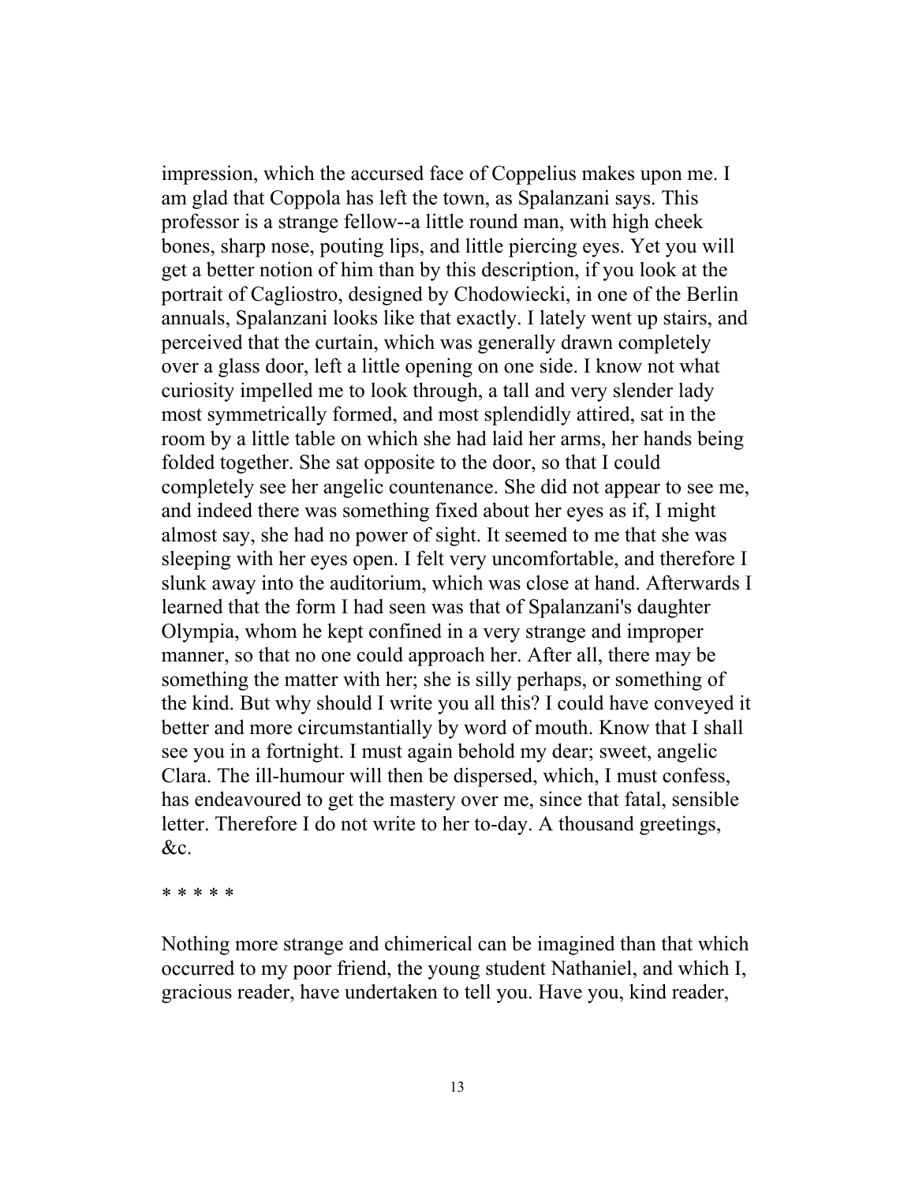impression, which the accursed face of Coppelius makes upon me. I am glad that Coppola has left the town, as Spalanzani says. This professor is a strange fellow--a little round man, with high cheek bones, sharp nose, pouting lips, and little piercing eyes. Yet you will get a better notion of him than by this description, if you look at the portrait of Cagliostro, designed by Chodowiecki, in one of the Berlin annuals, Spalanzani looks like that exactly. I lately went up stairs, and perceived that the curtain, which was generally drawn completely over a glass door, left a little opening on one side. I know not what curiosity impelled me to look through, a tall and very slender lady most symmetrically formed, and most splendidly attired, sat in the room by a little table on which she had laid her arms, her hands being folded together. She sat opposite to the door, so that I could completely see her angelic countenance. She did not appear to see me, and indeed there was something fixed about her eyes as if, I might almost say, she had no power of sight. It seemed to me that she was sleeping with her eyes open. I felt very uncomfortable, and therefore I slunk away into the auditorium, which was close at hand. Afterwards I learned that the form I had seen was that of Spalanzani's daughter Olympia, whom he kept confined in a very strange and improper manner, so that no one could approach her. After all, there may be something the matter with her; she is silly perhaps, or something of the kind. But why should I write you all this? I could have conveyed it better and more circumstantially by word of mouth. Know that I shall see you in a fortnight. I must again behold my dear; sweet, angelic Clara. The ill-humour will then be dispersed, which, I must confess, has endeavoured to get the mastery over me, since that fatal, sensible letter. Therefore I do not write to her to-day. A thousand greetings, &c.

* * * * *

Nothing more strange and chimerical can be imagined than that which occurred to my poor friend, the young student Nathaniel, and which I, gracious reader, have undertaken to tell you. Have you, kind reader,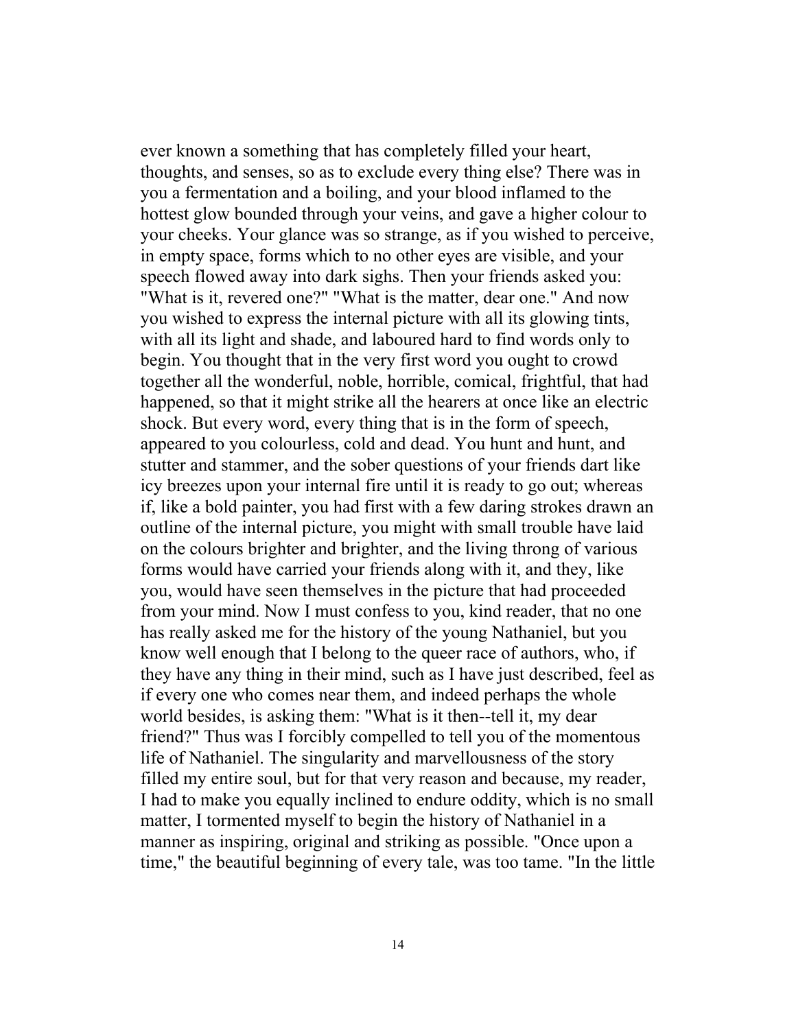ever known a something that has completely filled your heart, thoughts, and senses, so as to exclude every thing else? There was in you a fermentation and a boiling, and your blood inflamed to the hottest glow bounded through your veins, and gave a higher colour to your cheeks. Your glance was so strange, as if you wished to perceive, in empty space, forms which to no other eyes are visible, and your speech flowed away into dark sighs. Then your friends asked you: "What is it, revered one?" "What is the matter, dear one." And now you wished to express the internal picture with all its glowing tints, with all its light and shade, and laboured hard to find words only to begin. You thought that in the very first word you ought to crowd together all the wonderful, noble, horrible, comical, frightful, that had happened, so that it might strike all the hearers at once like an electric shock. But every word, every thing that is in the form of speech, appeared to you colourless, cold and dead. You hunt and hunt, and stutter and stammer, and the sober questions of your friends dart like icy breezes upon your internal fire until it is ready to go out; whereas if, like a bold painter, you had first with a few daring strokes drawn an outline of the internal picture, you might with small trouble have laid on the colours brighter and brighter, and the living throng of various forms would have carried your friends along with it, and they, like you, would have seen themselves in the picture that had proceeded from your mind. Now I must confess to you, kind reader, that no one has really asked me for the history of the young Nathaniel, but you know well enough that I belong to the queer race of authors, who, if they have any thing in their mind, such as I have just described, feel as if every one who comes near them, and indeed perhaps the whole world besides, is asking them: "What is it then--tell it, my dear friend?" Thus was I forcibly compelled to tell you of the momentous life of Nathaniel. The singularity and marvellousness of the story filled my entire soul, but for that very reason and because, my reader, I had to make you equally inclined to endure oddity, which is no small matter, I tormented myself to begin the history of Nathaniel in a manner as inspiring, original and striking as possible. "Once upon a time," the beautiful beginning of every tale, was too tame. "In the little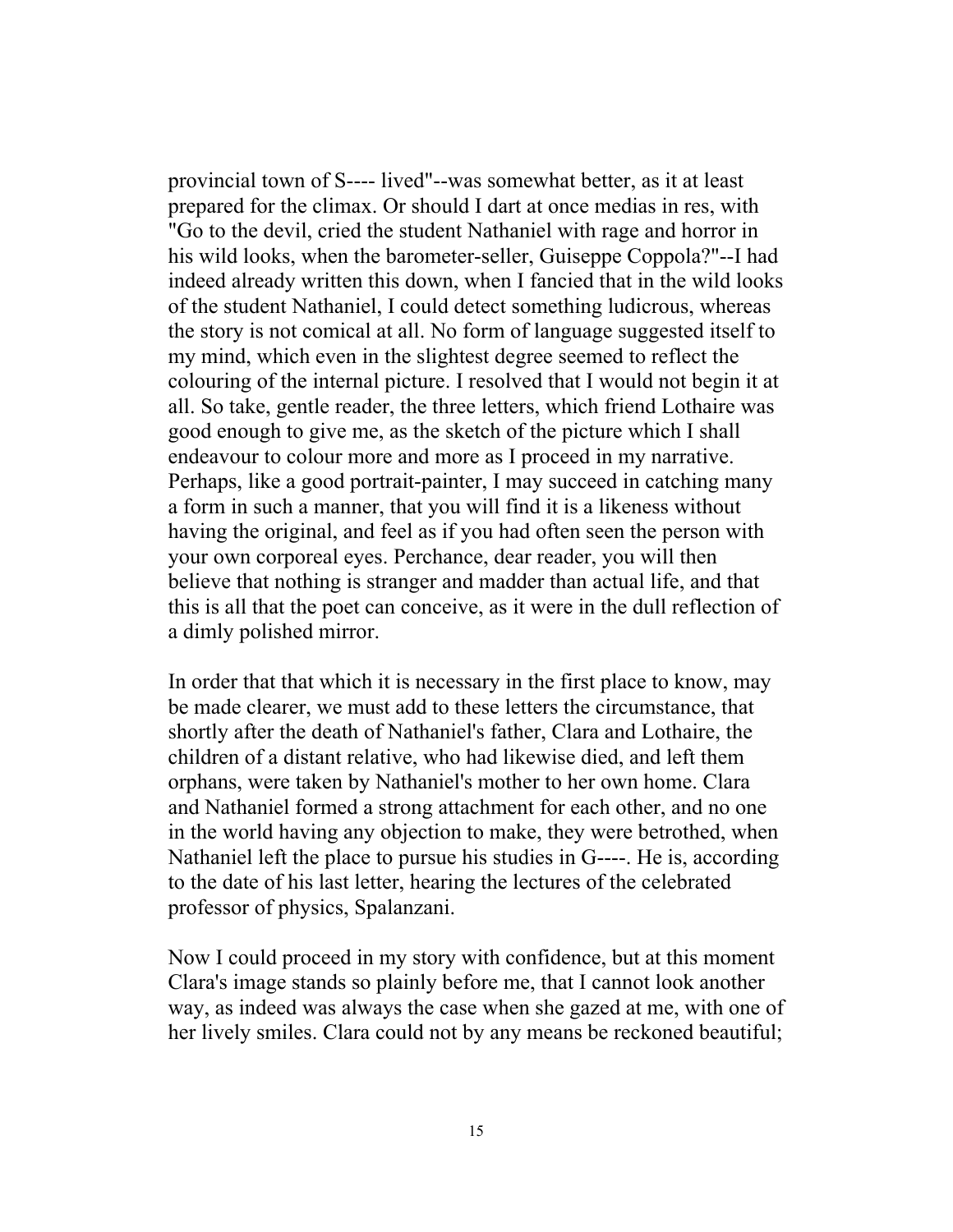provincial town of S---- lived"--was somewhat better, as it at least prepared for the climax. Or should I dart at once medias in res, with "Go to the devil, cried the student Nathaniel with rage and horror in his wild looks, when the barometer-seller, Guiseppe Coppola?"--I had indeed already written this down, when I fancied that in the wild looks of the student Nathaniel, I could detect something ludicrous, whereas the story is not comical at all. No form of language suggested itself to my mind, which even in the slightest degree seemed to reflect the colouring of the internal picture. I resolved that I would not begin it at all. So take, gentle reader, the three letters, which friend Lothaire was good enough to give me, as the sketch of the picture which I shall endeavour to colour more and more as I proceed in my narrative. Perhaps, like a good portrait-painter, I may succeed in catching many a form in such a manner, that you will find it is a likeness without having the original, and feel as if you had often seen the person with your own corporeal eyes. Perchance, dear reader, you will then believe that nothing is stranger and madder than actual life, and that this is all that the poet can conceive, as it were in the dull reflection of a dimly polished mirror.

In order that that which it is necessary in the first place to know, may be made clearer, we must add to these letters the circumstance, that shortly after the death of Nathaniel's father, Clara and Lothaire, the children of a distant relative, who had likewise died, and left them orphans, were taken by Nathaniel's mother to her own home. Clara and Nathaniel formed a strong attachment for each other, and no one in the world having any objection to make, they were betrothed, when Nathaniel left the place to pursue his studies in G----. He is, according to the date of his last letter, hearing the lectures of the celebrated professor of physics, Spalanzani.

Now I could proceed in my story with confidence, but at this moment Clara's image stands so plainly before me, that I cannot look another way, as indeed was always the case when she gazed at me, with one of her lively smiles. Clara could not by any means be reckoned beautiful;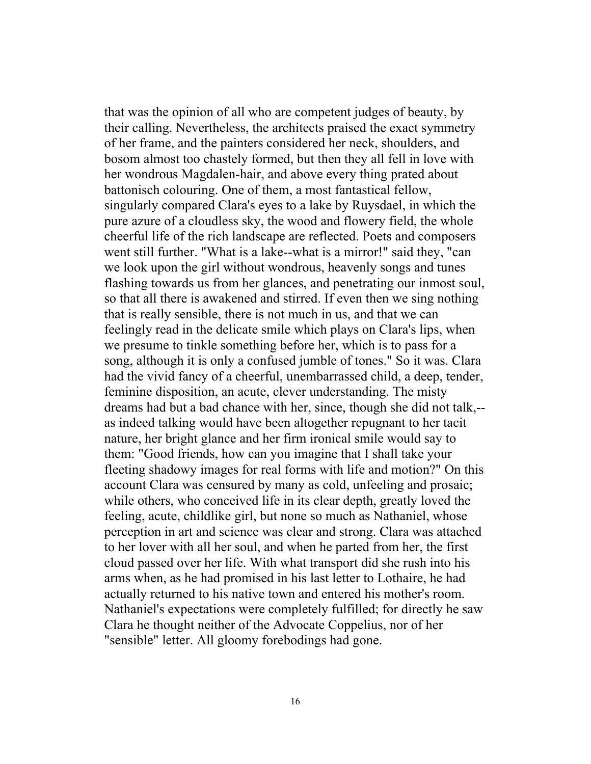that was the opinion of all who are competent judges of beauty, by their calling. Nevertheless, the architects praised the exact symmetry of her frame, and the painters considered her neck, shoulders, and bosom almost too chastely formed, but then they all fell in love with her wondrous Magdalen-hair, and above every thing prated about battonisch colouring. One of them, a most fantastical fellow, singularly compared Clara's eyes to a lake by Ruysdael, in which the pure azure of a cloudless sky, the wood and flowery field, the whole cheerful life of the rich landscape are reflected. Poets and composers went still further. "What is a lake--what is a mirror!" said they, "can we look upon the girl without wondrous, heavenly songs and tunes flashing towards us from her glances, and penetrating our inmost soul, so that all there is awakened and stirred. If even then we sing nothing that is really sensible, there is not much in us, and that we can feelingly read in the delicate smile which plays on Clara's lips, when we presume to tinkle something before her, which is to pass for a song, although it is only a confused jumble of tones." So it was. Clara had the vivid fancy of a cheerful, unembarrassed child, a deep, tender, feminine disposition, an acute, clever understanding. The misty dreams had but a bad chance with her, since, though she did not talk,--as indeed talking would have been altogether repugnant to her tacit nature, her bright glance and her firm ironical smile would say to them: "Good friends, how can you imagine that I shall take your fleeting shadowy images for real forms with life and motion?" On this account Clara was censured by many as cold, unfeeling and prosaic; while others, who conceived life in its clear depth, greatly loved the feeling, acute, childlike girl, but none so much as Nathaniel, whose perception in art and science was clear and strong. Clara was attached to her lover with all her soul, and when he parted from her, the first cloud passed over her life. With what transport did she rush into his arms when, as he had promised in his last letter to Lothaire, he had actually returned to his native town and entered his mother's room. Nathaniel's expectations were completely fulfilled; for directly he saw Clara he thought neither of the Advocate Coppelius, nor of her "sensible" letter. All gloomy forebodings had gone.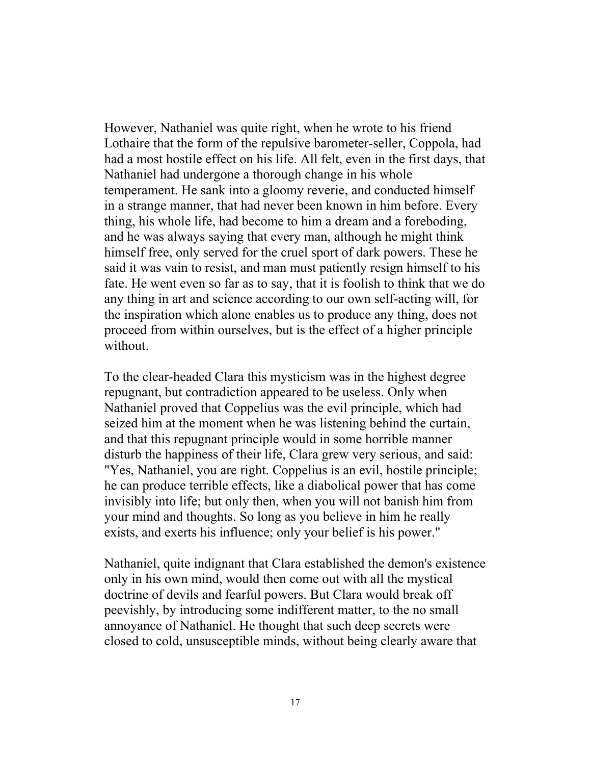However, Nathaniel was quite right, when he wrote to his friend Lothaire that the form of the repulsive barometer-seller, Coppola, had had a most hostile effect on his life. All felt, even in the first days, that Nathaniel had undergone a thorough change in his whole temperament. He sank into a gloomy reverie, and conducted himself in a strange manner, that had never been known in him before. Every thing, his whole life, had become to him a dream and a foreboding, and he was always saying that every man, although he might think himself free, only served for the cruel sport of dark powers. These he said it was vain to resist, and man must patiently resign himself to his fate. He went even so far as to say, that it is foolish to think that we do any thing in art and science according to our own self-acting will, for the inspiration which alone enables us to produce any thing, does not proceed from within ourselves, but is the effect of a higher principle without.

To the clear-headed Clara this mysticism was in the highest degree repugnant, but contradiction appeared to be useless. Only when Nathaniel proved that Coppelius was the evil principle, which had seized him at the moment when he was listening behind the curtain, and that this repugnant principle would in some horrible manner disturb the happiness of their life, Clara grew very serious, and said: "Yes, Nathaniel, you are right. Coppelius is an evil, hostile principle; he can produce terrible effects, like a diabolical power that has come invisibly into life; but only then, when you will not banish him from your mind and thoughts. So long as you believe in him he really exists, and exerts his influence; only your belief is his power."

Nathaniel, quite indignant that Clara established the demon's existence only in his own mind, would then come out with all the mystical doctrine of devils and fearful powers. But Clara would break off peevishly, by introducing some indifferent matter, to the no small annoyance of Nathaniel. He thought that such deep secrets were closed to cold, unsusceptible minds, without being clearly aware that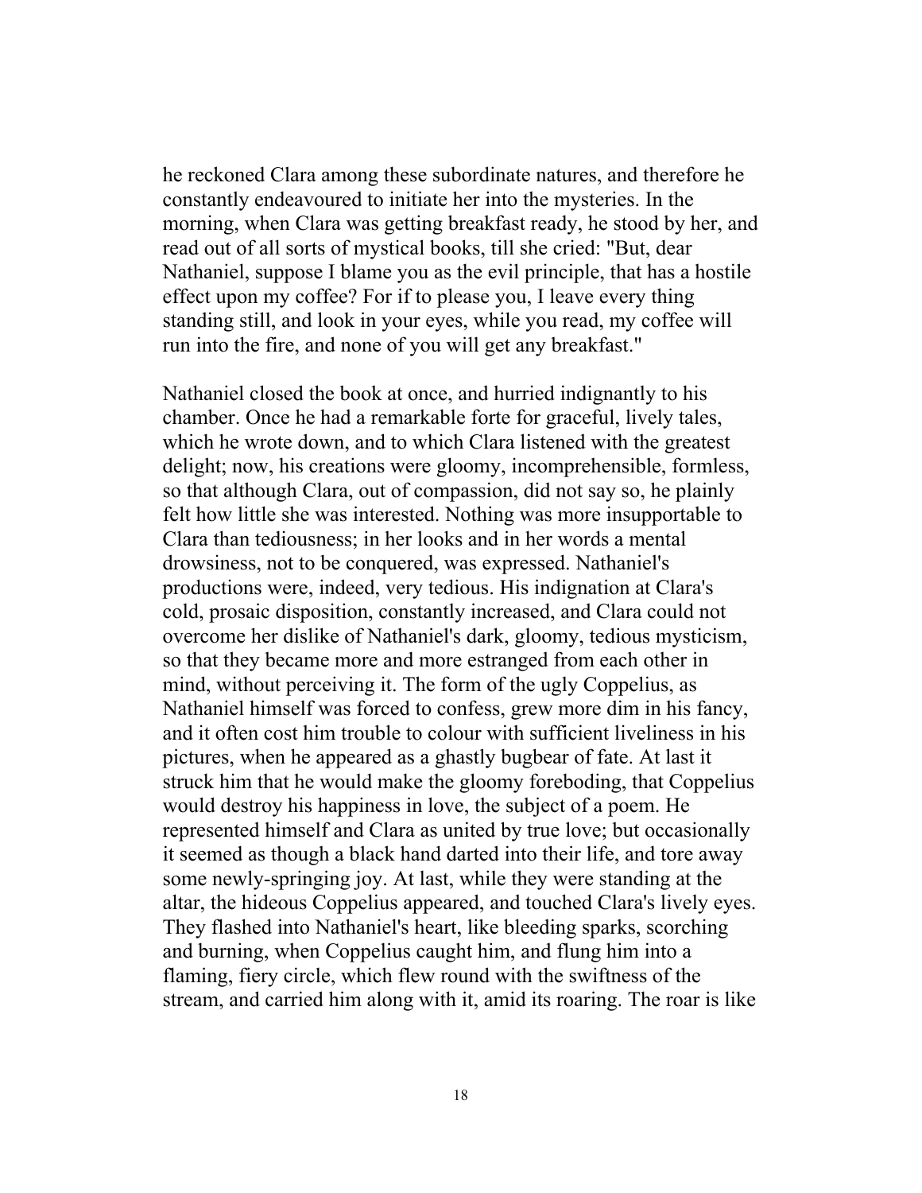he reckoned Clara among these subordinate natures, and therefore he constantly endeavoured to initiate her into the mysteries. In the morning, when Clara was getting breakfast ready, he stood by her, and read out of all sorts of mystical books, till she cried: "But, dear Nathaniel, suppose I blame you as the evil principle, that has a hostile effect upon my coffee? For if to please you, I leave every thing standing still, and look in your eyes, while you read, my coffee will run into the fire, and none of you will get any breakfast."

Nathaniel closed the book at once, and hurried indignantly to his chamber. Once he had a remarkable forte for graceful, lively tales, which he wrote down, and to which Clara listened with the greatest delight; now, his creations were gloomy, incomprehensible, formless, so that although Clara, out of compassion, did not say so, he plainly felt how little she was interested. Nothing was more insupportable to Clara than tediousness; in her looks and in her words a mental drowsiness, not to be conquered, was expressed. Nathaniel's productions were, indeed, very tedious. His indignation at Clara's cold, prosaic disposition, constantly increased, and Clara could not overcome her dislike of Nathaniel's dark, gloomy, tedious mysticism, so that they became more and more estranged from each other in mind, without perceiving it. The form of the ugly Coppelius, as Nathaniel himself was forced to confess, grew more dim in his fancy, and it often cost him trouble to colour with sufficient liveliness in his pictures, when he appeared as a ghastly bugbear of fate. At last it struck him that he would make the gloomy foreboding, that Coppelius would destroy his happiness in love, the subject of a poem. He represented himself and Clara as united by true love; but occasionally it seemed as though a black hand darted into their life, and tore away some newly-springing joy. At last, while they were standing at the altar, the hideous Coppelius appeared, and touched Clara's lively eyes. They flashed into Nathaniel's heart, like bleeding sparks, scorching and burning, when Coppelius caught him, and flung him into a flaming, fiery circle, which flew round with the swiftness of the stream, and carried him along with it, amid its roaring. The roar is like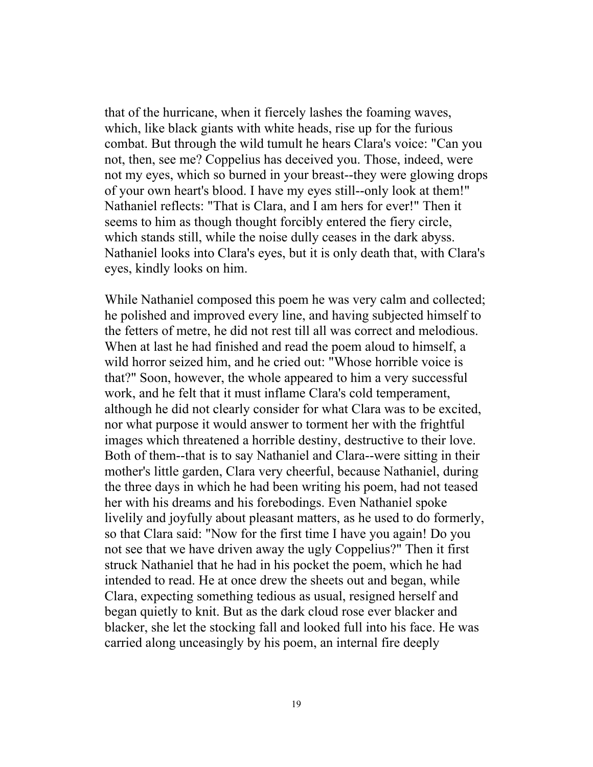that of the hurricane, when it fiercely lashes the foaming waves, which, like black giants with white heads, rise up for the furious combat. But through the wild tumult he hears Clara's voice: "Can you not, then, see me? Coppelius has deceived you. Those, indeed, were not my eyes, which so burned in your breast--they were glowing drops of your own heart's blood. I have my eyes still--only look at them!" Nathaniel reflects: "That is Clara, and I am hers for ever!" Then it seems to him as though thought forcibly entered the fiery circle, which stands still, while the noise dully ceases in the dark abyss. Nathaniel looks into Clara's eyes, but it is only death that, with Clara's eyes, kindly looks on him.

While Nathaniel composed this poem he was very calm and collected; he polished and improved every line, and having subjected himself to the fetters of metre, he did not rest till all was correct and melodious. When at last he had finished and read the poem aloud to himself, a wild horror seized him, and he cried out: "Whose horrible voice is that?" Soon, however, the whole appeared to him a very successful work, and he felt that it must inflame Clara's cold temperament, although he did not clearly consider for what Clara was to be excited, nor what purpose it would answer to torment her with the frightful images which threatened a horrible destiny, destructive to their love. Both of them--that is to say Nathaniel and Clara--were sitting in their mother's little garden, Clara very cheerful, because Nathaniel, during the three days in which he had been writing his poem, had not teased her with his dreams and his forebodings. Even Nathaniel spoke livelily and joyfully about pleasant matters, as he used to do formerly, so that Clara said: "Now for the first time I have you again! Do you not see that we have driven away the ugly Coppelius?" Then it first struck Nathaniel that he had in his pocket the poem, which he had intended to read. He at once drew the sheets out and began, while Clara, expecting something tedious as usual, resigned herself and began quietly to knit. But as the dark cloud rose ever blacker and blacker, she let the stocking fall and looked full into his face. He was carried along unceasingly by his poem, an internal fire deeply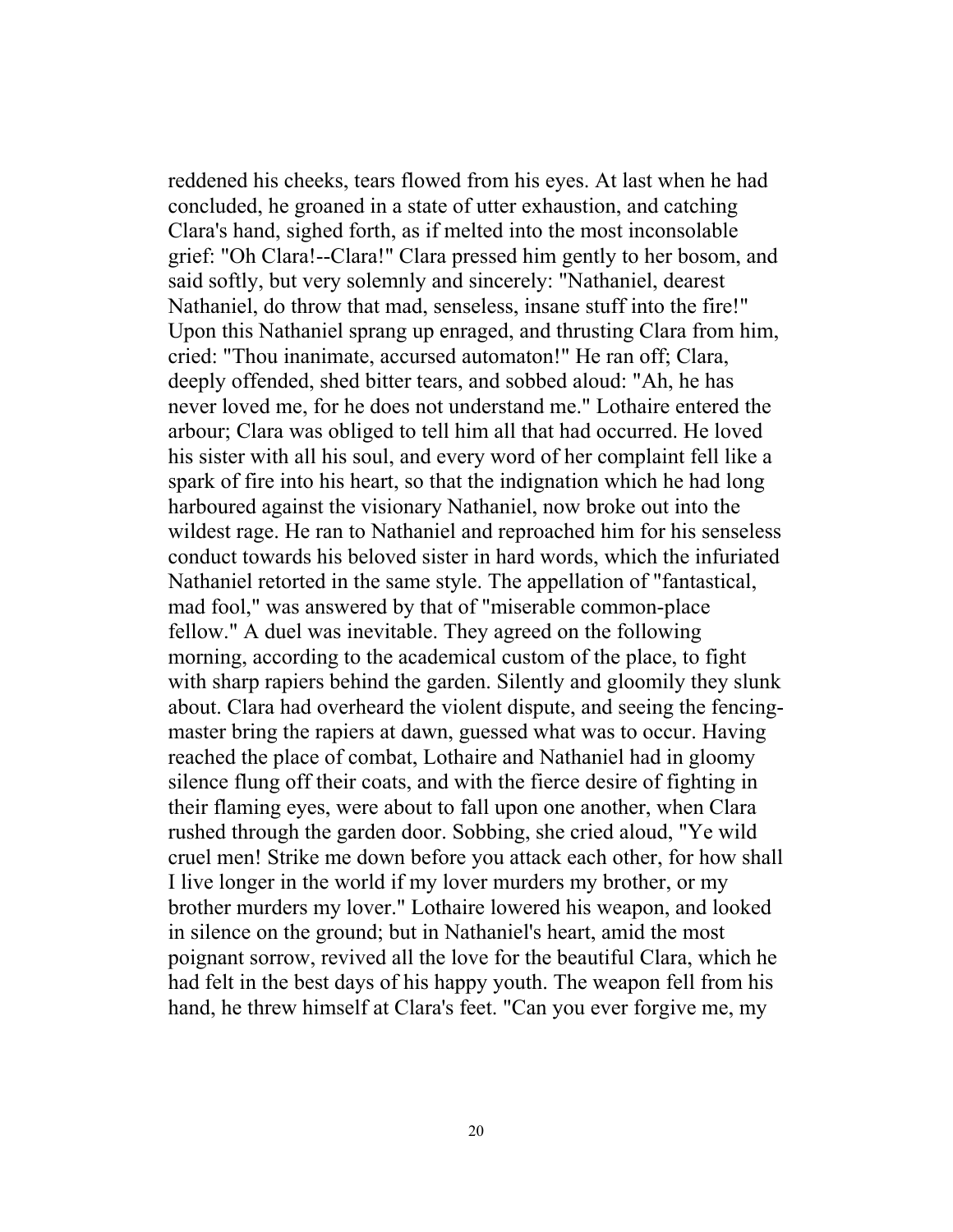reddened his cheeks, tears flowed from his eyes. At last when he had concluded, he groaned in a state of utter exhaustion, and catching Clara's hand, sighed forth, as if melted into the most inconsolable grief: "Oh Clara!--Clara!" Clara pressed him gently to her bosom, and said softly, but very solemnly and sincerely: "Nathaniel, dearest Nathaniel, do throw that mad, senseless, insane stuff into the fire!" Upon this Nathaniel sprang up enraged, and thrusting Clara from him, cried: "Thou inanimate, accursed automaton!" He ran off; Clara, deeply offended, shed bitter tears, and sobbed aloud: "Ah, he has never loved me, for he does not understand me." Lothaire entered the arbour; Clara was obliged to tell him all that had occurred. He loved his sister with all his soul, and every word of her complaint fell like a spark of fire into his heart, so that the indignation which he had long harboured against the visionary Nathaniel, now broke out into the wildest rage. He ran to Nathaniel and reproached him for his senseless conduct towards his beloved sister in hard words, which the infuriated Nathaniel retorted in the same style. The appellation of "fantastical, mad fool," was answered by that of "miserable common-place fellow." A duel was inevitable. They agreed on the following morning, according to the academical custom of the place, to fight with sharp rapiers behind the garden. Silently and gloomily they slunk about. Clara had overheard the violent dispute, and seeing the fencing-master bring the rapiers at dawn, guessed what was to occur. Having reached the place of combat, Lothaire and Nathaniel had in gloomy silence flung off their coats, and with the fierce desire of fighting in their flaming eyes, were about to fall upon one another, when Clara rushed through the garden door. Sobbing, she cried aloud, "Ye wild cruel men! Strike me down before you attack each other, for how shall I live longer in the world if my lover murders my brother, or my brother murders my lover." Lothaire lowered his weapon, and looked in silence on the ground; but in Nathaniel's heart, amid the most poignant sorrow, revived all the love for the beautiful Clara, which he had felt in the best days of his happy youth. The weapon fell from his hand, he threw himself at Clara's feet. "Can you ever forgive me, my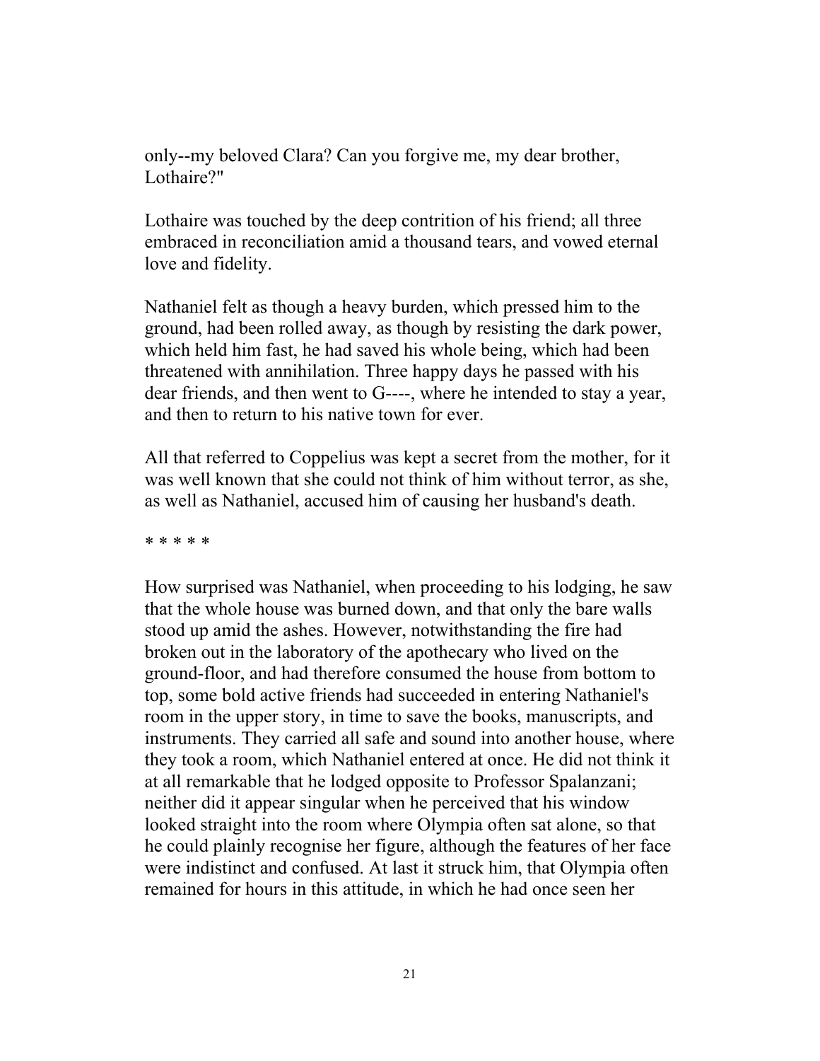only--my beloved Clara? Can you forgive me, my dear brother, Lothaire?"

Lothaire was touched by the deep contrition of his friend; all three embraced in reconciliation amid a thousand tears, and vowed eternal love and fidelity.

Nathaniel felt as though a heavy burden, which pressed him to the ground, had been rolled away, as though by resisting the dark power, which held him fast, he had saved his whole being, which had been threatened with annihilation. Three happy days he passed with his dear friends, and then went to G----, where he intended to stay a year, and then to return to his native town for ever.

All that referred to Coppelius was kept a secret from the mother, for it was well known that she could not think of him without terror, as she, as well as Nathaniel, accused him of causing her husband's death.

* * * * *

How surprised was Nathaniel, when proceeding to his lodging, he saw that the whole house was burned down, and that only the bare walls stood up amid the ashes. However, notwithstanding the fire had broken out in the laboratory of the apothecary who lived on the ground-floor, and had therefore consumed the house from bottom to top, some bold active friends had succeeded in entering Nathaniel's room in the upper story, in time to save the books, manuscripts, and instruments. They carried all safe and sound into another house, where they took a room, which Nathaniel entered at once. He did not think it at all remarkable that he lodged opposite to Professor Spalanzani; neither did it appear singular when he perceived that his window looked straight into the room where Olympia often sat alone, so that he could plainly recognise her figure, although the features of her face were indistinct and confused. At last it struck him, that Olympia often remained for hours in this attitude, in which he had once seen her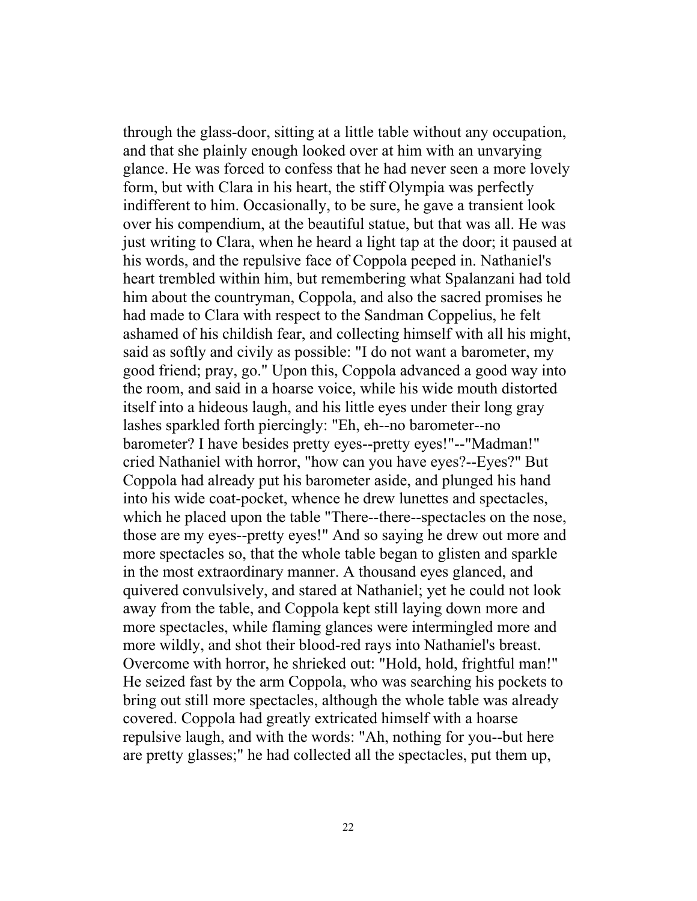through the glass-door, sitting at a little table without any occupation, and that she plainly enough looked over at him with an unvarying glance. He was forced to confess that he had never seen a more lovely form, but with Clara in his heart, the stiff Olympia was perfectly indifferent to him. Occasionally, to be sure, he gave a transient look over his compendium, at the beautiful statue, but that was all. He was just writing to Clara, when he heard a light tap at the door; it paused at his words, and the repulsive face of Coppola peeped in. Nathaniel's heart trembled within him, but remembering what Spalanzani had told him about the countryman, Coppola, and also the sacred promises he had made to Clara with respect to the Sandman Coppelius, he felt ashamed of his childish fear, and collecting himself with all his might, said as softly and civily as possible: "I do not want a barometer, my good friend; pray, go." Upon this, Coppola advanced a good way into the room, and said in a hoarse voice, while his wide mouth distorted itself into a hideous laugh, and his little eyes under their long gray lashes sparkled forth piercingly: "Eh, eh--no barometer--no barometer? I have besides pretty eyes--pretty eyes!"--"Madman!" cried Nathaniel with horror, "how can you have eyes?--Eyes?" But Coppola had already put his barometer aside, and plunged his hand into his wide coat-pocket, whence he drew lunettes and spectacles, which he placed upon the table "There--there--spectacles on the nose, those are my eyes--pretty eyes!" And so saying he drew out more and more spectacles so, that the whole table began to glisten and sparkle in the most extraordinary manner. A thousand eyes glanced, and quivered convulsively, and stared at Nathaniel; yet he could not look away from the table, and Coppola kept still laying down more and more spectacles, while flaming glances were intermingled more and more wildly, and shot their blood-red rays into Nathaniel's breast. Overcome with horror, he shrieked out: "Hold, hold, frightful man!" He seized fast by the arm Coppola, who was searching his pockets to bring out still more spectacles, although the whole table was already covered. Coppola had greatly extricated himself with a hoarse repulsive laugh, and with the words: "Ah, nothing for you--but here are pretty glasses;" he had collected all the spectacles, put them up,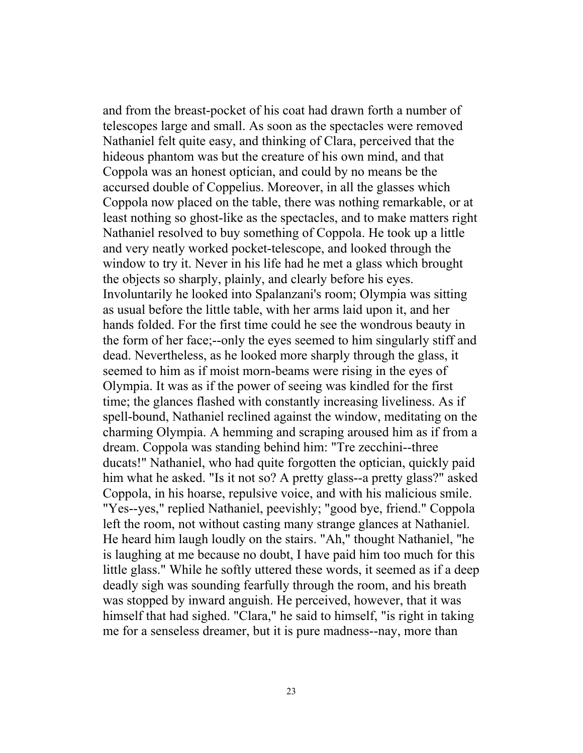and from the breast-pocket of his coat had drawn forth a number of telescopes large and small. As soon as the spectacles were removed Nathaniel felt quite easy, and thinking of Clara, perceived that the hideous phantom was but the creature of his own mind, and that Coppola was an honest optician, and could by no means be the accursed double of Coppelius. Moreover, in all the glasses which Coppola now placed on the table, there was nothing remarkable, or at least nothing so ghost-like as the spectacles, and to make matters right Nathaniel resolved to buy something of Coppola. He took up a little and very neatly worked pocket-telescope, and looked through the window to try it. Never in his life had he met a glass which brought the objects so sharply, plainly, and clearly before his eyes. Involuntarily he looked into Spalanzani's room; Olympia was sitting as usual before the little table, with her arms laid upon it, and her hands folded. For the first time could he see the wondrous beauty in the form of her face;--only the eyes seemed to him singularly stiff and dead. Nevertheless, as he looked more sharply through the glass, it seemed to him as if moist morn-beams were rising in the eyes of Olympia. It was as if the power of seeing was kindled for the first time; the glances flashed with constantly increasing liveliness. As if spell-bound, Nathaniel reclined against the window, meditating on the charming Olympia. A hemming and scraping aroused him as if from a dream. Coppola was standing behind him: "Tre zecchini--three ducats!" Nathaniel, who had quite forgotten the optician, quickly paid him what he asked. "Is it not so? A pretty glass--a pretty glass?" asked Coppola, in his hoarse, repulsive voice, and with his malicious smile. "Yes--yes," replied Nathaniel, peevishly; "good bye, friend." Coppola left the room, not without casting many strange glances at Nathaniel. He heard him laugh loudly on the stairs. "Ah," thought Nathaniel, "he is laughing at me because no doubt, I have paid him too much for this little glass." While he softly uttered these words, it seemed as if a deep deadly sigh was sounding fearfully through the room, and his breath was stopped by inward anguish. He perceived, however, that it was himself that had sighed. "Clara," he said to himself, "is right in taking me for a senseless dreamer, but it is pure madness--nay, more than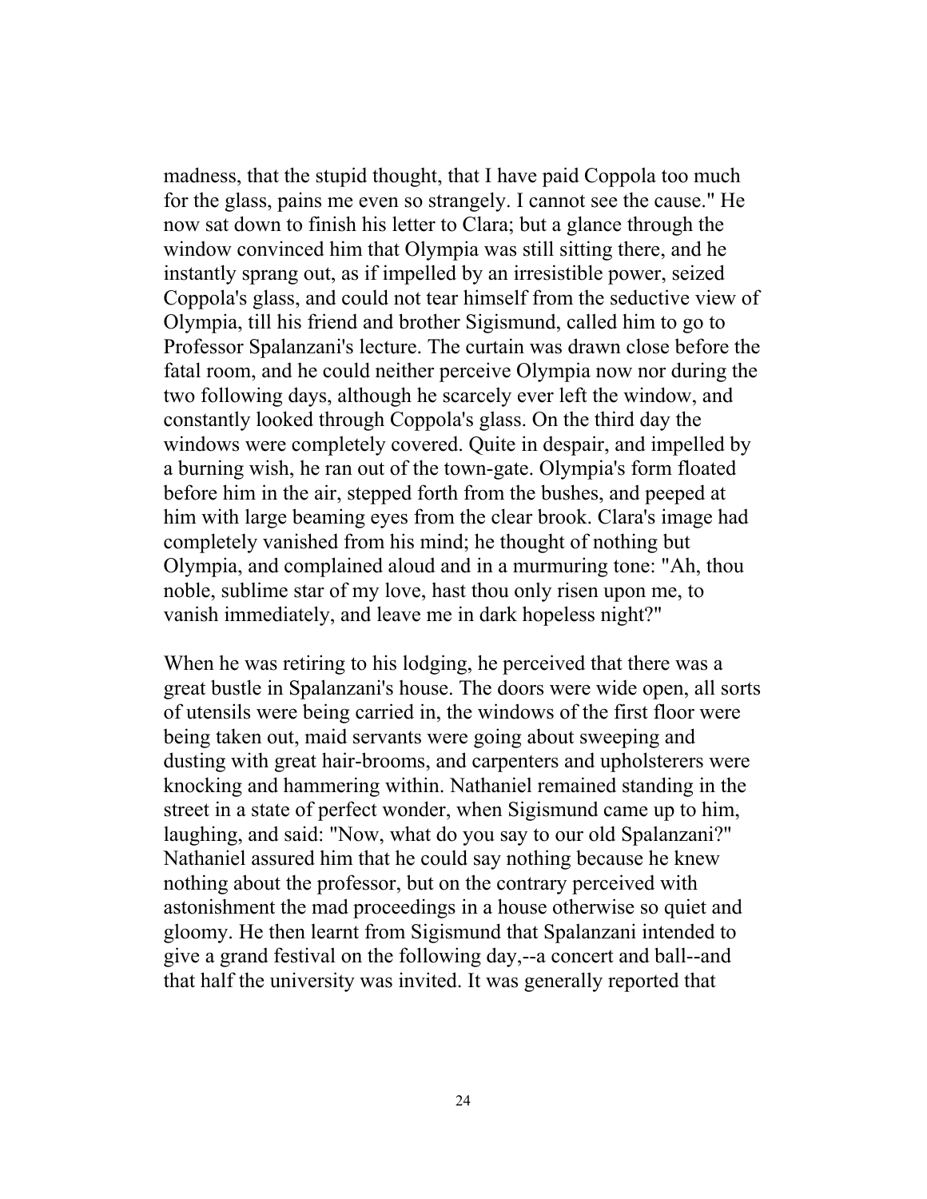madness, that the stupid thought, that I have paid Coppola too much for the glass, pains me even so strangely. I cannot see the cause." He now sat down to finish his letter to Clara; but a glance through the window convinced him that Olympia was still sitting there, and he instantly sprang out, as if impelled by an irresistible power, seized Coppola's glass, and could not tear himself from the seductive view of Olympia, till his friend and brother Sigismund, called him to go to Professor Spalanzani's lecture. The curtain was drawn close before the fatal room, and he could neither perceive Olympia now nor during the two following days, although he scarcely ever left the window, and constantly looked through Coppola's glass. On the third day the windows were completely covered. Quite in despair, and impelled by a burning wish, he ran out of the town-gate. Olympia's form floated before him in the air, stepped forth from the bushes, and peeped at him with large beaming eyes from the clear brook. Clara's image had completely vanished from his mind; he thought of nothing but Olympia, and complained aloud and in a murmuring tone: "Ah, thou noble, sublime star of my love, hast thou only risen upon me, to vanish immediately, and leave me in dark hopeless night?"

When he was retiring to his lodging, he perceived that there was a great bustle in Spalanzani's house. The doors were wide open, all sorts of utensils were being carried in, the windows of the first floor were being taken out, maid servants were going about sweeping and dusting with great hair-brooms, and carpenters and upholsterers were knocking and hammering within. Nathaniel remained standing in the street in a state of perfect wonder, when Sigismund came up to him, laughing, and said: "Now, what do you say to our old Spalanzani?" Nathaniel assured him that he could say nothing because he knew nothing about the professor, but on the contrary perceived with astonishment the mad proceedings in a house otherwise so quiet and gloomy. He then learnt from Sigismund that Spalanzani intended to give a grand festival on the following day,--a concert and ball--and that half the university was invited. It was generally reported that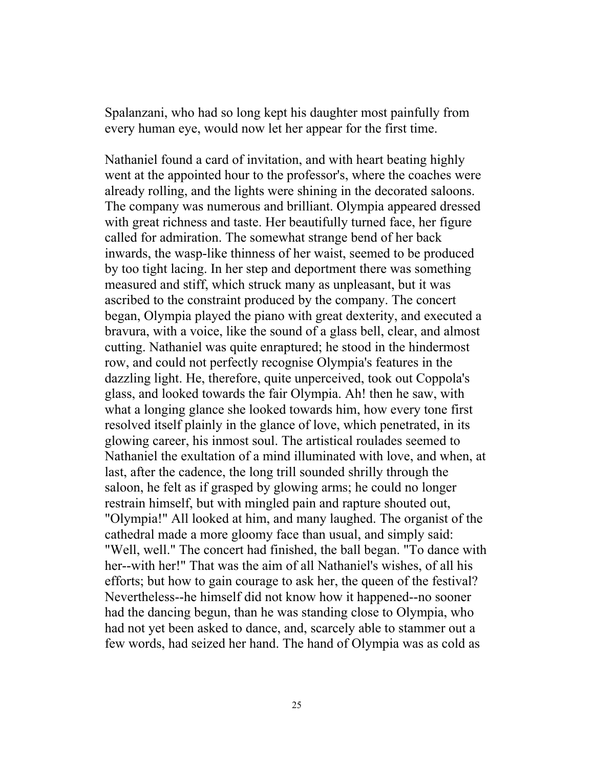Spalanzani, who had so long kept his daughter most painfully from every human eye, would now let her appear for the first time.

Nathaniel found a card of invitation, and with heart beating highly went at the appointed hour to the professor's, where the coaches were already rolling, and the lights were shining in the decorated saloons. The company was numerous and brilliant. Olympia appeared dressed with great richness and taste. Her beautifully turned face, her figure called for admiration. The somewhat strange bend of her back inwards, the wasp-like thinness of her waist, seemed to be produced by too tight lacing. In her step and deportment there was something measured and stiff, which struck many as unpleasant, but it was ascribed to the constraint produced by the company. The concert began, Olympia played the piano with great dexterity, and executed a bravura, with a voice, like the sound of a glass bell, clear, and almost cutting. Nathaniel was quite enraptured; he stood in the hindermost row, and could not perfectly recognise Olympia's features in the dazzling light. He, therefore, quite unperceived, took out Coppola's glass, and looked towards the fair Olympia. Ah! then he saw, with what a longing glance she looked towards him, how every tone first resolved itself plainly in the glance of love, which penetrated, in its glowing career, his inmost soul. The artistical roulades seemed to Nathaniel the exultation of a mind illuminated with love, and when, at last, after the cadence, the long trill sounded shrilly through the saloon, he felt as if grasped by glowing arms; he could no longer restrain himself, but with mingled pain and rapture shouted out, "Olympia!" All looked at him, and many laughed. The organist of the cathedral made a more gloomy face than usual, and simply said: "Well, well." The concert had finished, the ball began. "To dance with her--with her!" That was the aim of all Nathaniel's wishes, of all his efforts; but how to gain courage to ask her, the queen of the festival? Nevertheless--he himself did not know how it happened--no sooner had the dancing begun, than he was standing close to Olympia, who had not yet been asked to dance, and, scarcely able to stammer out a few words, had seized her hand. The hand of Olympia was as cold as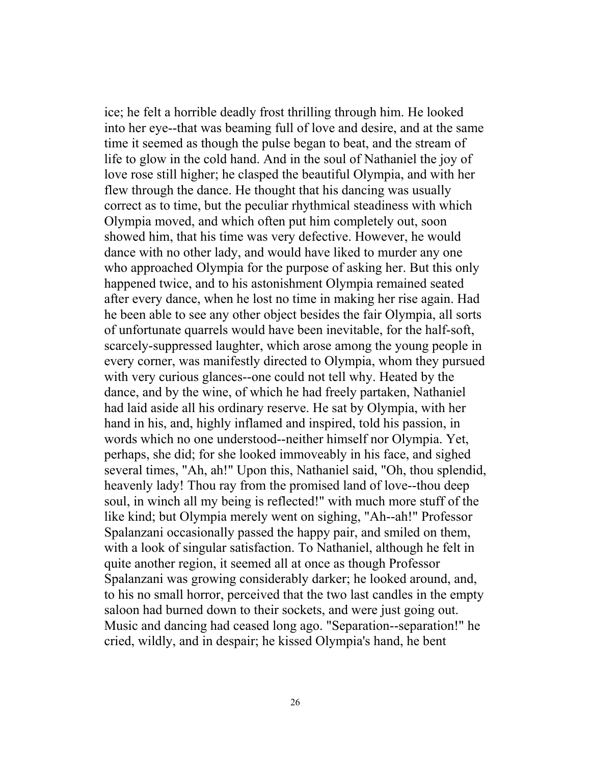ice; he felt a horrible deadly frost thrilling through him. He looked into her eye--that was beaming full of love and desire, and at the same time it seemed as though the pulse began to beat, and the stream of life to glow in the cold hand. And in the soul of Nathaniel the joy of love rose still higher; he clasped the beautiful Olympia, and with her flew through the dance. He thought that his dancing was usually correct as to time, but the peculiar rhythmical steadiness with which Olympia moved, and which often put him completely out, soon showed him, that his time was very defective. However, he would dance with no other lady, and would have liked to murder any one who approached Olympia for the purpose of asking her. But this only happened twice, and to his astonishment Olympia remained seated after every dance, when he lost no time in making her rise again. Had he been able to see any other object besides the fair Olympia, all sorts of unfortunate quarrels would have been inevitable, for the half-soft, scarcely-suppressed laughter, which arose among the young people in every corner, was manifestly directed to Olympia, whom they pursued with very curious glances--one could not tell why. Heated by the dance, and by the wine, of which he had freely partaken, Nathaniel had laid aside all his ordinary reserve. He sat by Olympia, with her hand in his, and, highly inflamed and inspired, told his passion, in words which no one understood--neither himself nor Olympia. Yet, perhaps, she did; for she looked immoveably in his face, and sighed several times, "Ah, ah!" Upon this, Nathaniel said, "Oh, thou splendid, heavenly lady! Thou ray from the promised land of love--thou deep soul, in winch all my being is reflected!" with much more stuff of the like kind; but Olympia merely went on sighing, "Ah--ah!" Professor Spalanzani occasionally passed the happy pair, and smiled on them, with a look of singular satisfaction. To Nathaniel, although he felt in quite another region, it seemed all at once as though Professor Spalanzani was growing considerably darker; he looked around, and, to his no small horror, perceived that the two last candles in the empty saloon had burned down to their sockets, and were just going out. Music and dancing had ceased long ago. "Separation--separation!" he cried, wildly, and in despair; he kissed Olympia's hand, he bent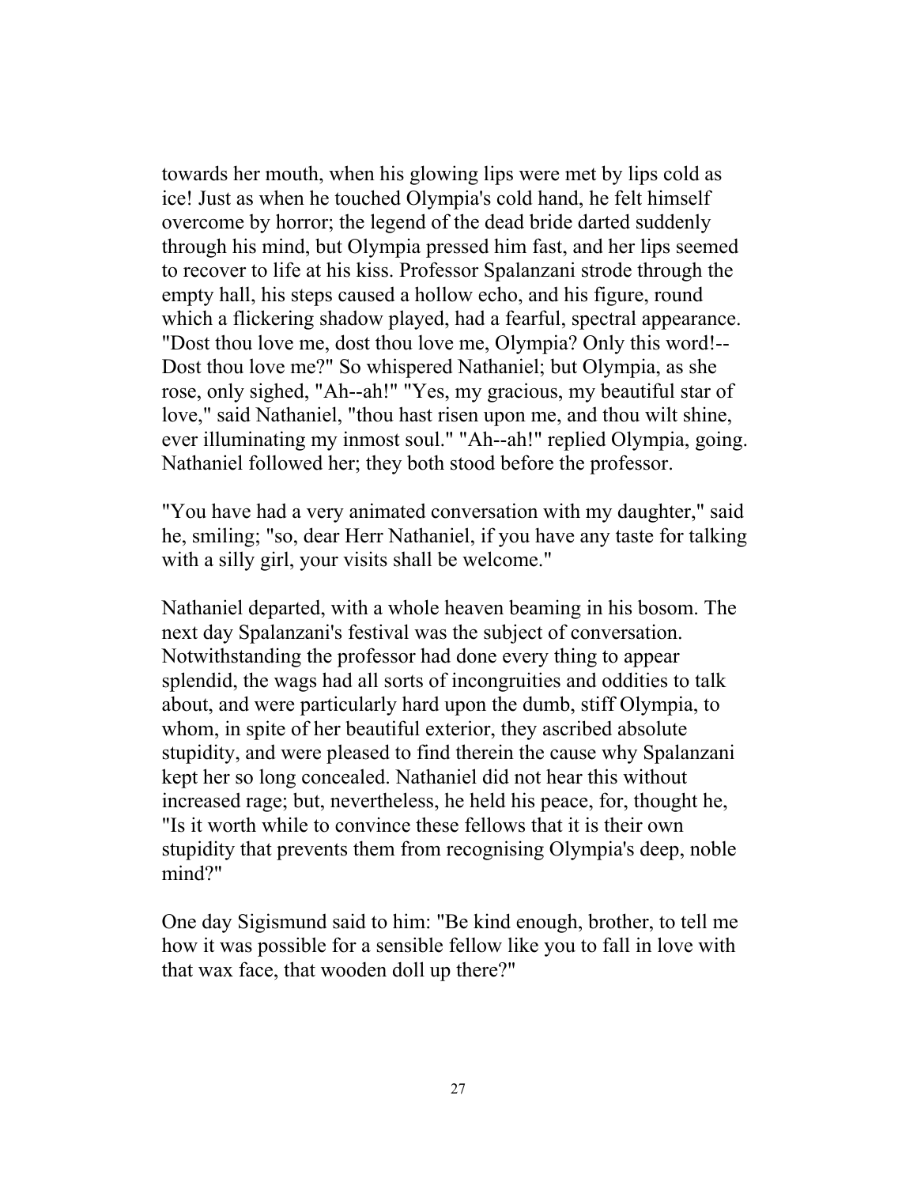towards her mouth, when his glowing lips were met by lips cold as ice! Just as when he touched Olympia's cold hand, he felt himself overcome by horror; the legend of the dead bride darted suddenly through his mind, but Olympia pressed him fast, and her lips seemed to recover to life at his kiss. Professor Spalanzani strode through the empty hall, his steps caused a hollow echo, and his figure, round which a flickering shadow played, had a fearful, spectral appearance. "Dost thou love me, dost thou love me, Olympia? Only this word!-- Dost thou love me?" So whispered Nathaniel; but Olympia, as she rose, only sighed, "Ah--ah!" "Yes, my gracious, my beautiful star of love," said Nathaniel, "thou hast risen upon me, and thou wilt shine, ever illuminating my inmost soul." "Ah--ah!" replied Olympia, going. Nathaniel followed her; they both stood before the professor.

"You have had a very animated conversation with my daughter," said he, smiling; "so, dear Herr Nathaniel, if you have any taste for talking with a silly girl, your visits shall be welcome."

Nathaniel departed, with a whole heaven beaming in his bosom. The next day Spalanzani's festival was the subject of conversation. Notwithstanding the professor had done every thing to appear splendid, the wags had all sorts of incongruities and oddities to talk about, and were particularly hard upon the dumb, stiff Olympia, to whom, in spite of her beautiful exterior, they ascribed absolute stupidity, and were pleased to find therein the cause why Spalanzani kept her so long concealed. Nathaniel did not hear this without increased rage; but, nevertheless, he held his peace, for, thought he, "Is it worth while to convince these fellows that it is their own stupidity that prevents them from recognising Olympia's deep, noble mind?"

One day Sigismund said to him: "Be kind enough, brother, to tell me how it was possible for a sensible fellow like you to fall in love with that wax face, that wooden doll up there?"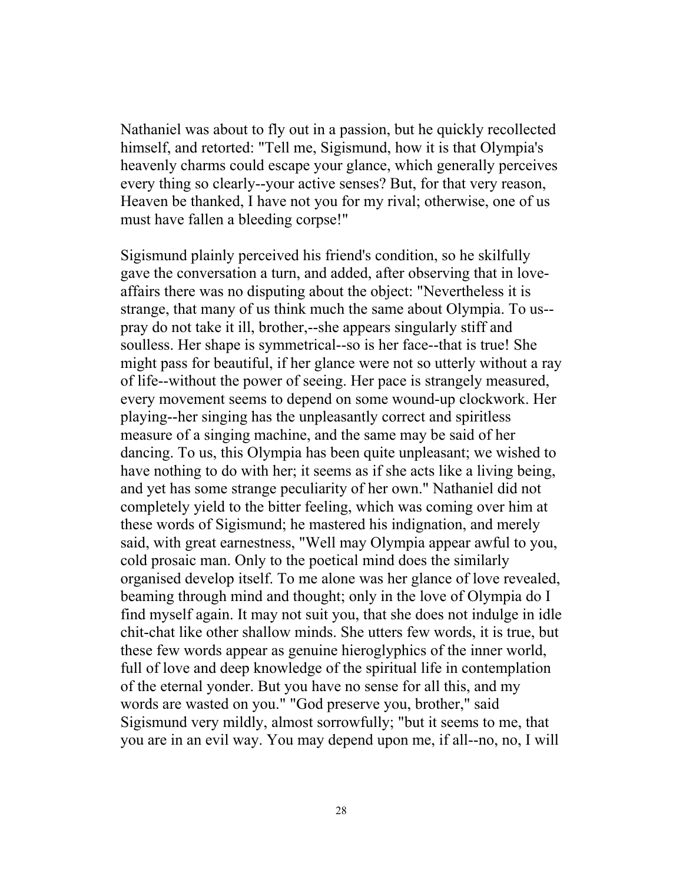Nathaniel was about to fly out in a passion, but he quickly recollected himself, and retorted: "Tell me, Sigismund, how it is that Olympia's heavenly charms could escape your glance, which generally perceives every thing so clearly--your active senses? But, for that very reason, Heaven be thanked, I have not you for my rival; otherwise, one of us must have fallen a bleeding corpse!"

Sigismund plainly perceived his friend's condition, so he skilfully gave the conversation a turn, and added, after observing that in love-affairs there was no disputing about the object: "Nevertheless it is strange, that many of us think much the same about Olympia. To us--pray do not take it ill, brother,--she appears singularly stiff and soulless. Her shape is symmetrical--so is her face--that is true! She might pass for beautiful, if her glance were not so utterly without a ray of life--without the power of seeing. Her pace is strangely measured, every movement seems to depend on some wound-up clockwork. Her playing--her singing has the unpleasantly correct and spiritless measure of a singing machine, and the same may be said of her dancing. To us, this Olympia has been quite unpleasant; we wished to have nothing to do with her; it seems as if she acts like a living being, and yet has some strange peculiarity of her own." Nathaniel did not completely yield to the bitter feeling, which was coming over him at these words of Sigismund; he mastered his indignation, and merely said, with great earnestness, "Well may Olympia appear awful to you, cold prosaic man. Only to the poetical mind does the similarly organised develop itself. To me alone was her glance of love revealed, beaming through mind and thought; only in the love of Olympia do I find myself again. It may not suit you, that she does not indulge in idle chit-chat like other shallow minds. She utters few words, it is true, but these few words appear as genuine hieroglyphics of the inner world, full of love and deep knowledge of the spiritual life in contemplation of the eternal yonder. But you have no sense for all this, and my words are wasted on you." "God preserve you, brother," said Sigismund very mildly, almost sorrowfully; "but it seems to me, that you are in an evil way. You may depend upon me, if all--no, no, I will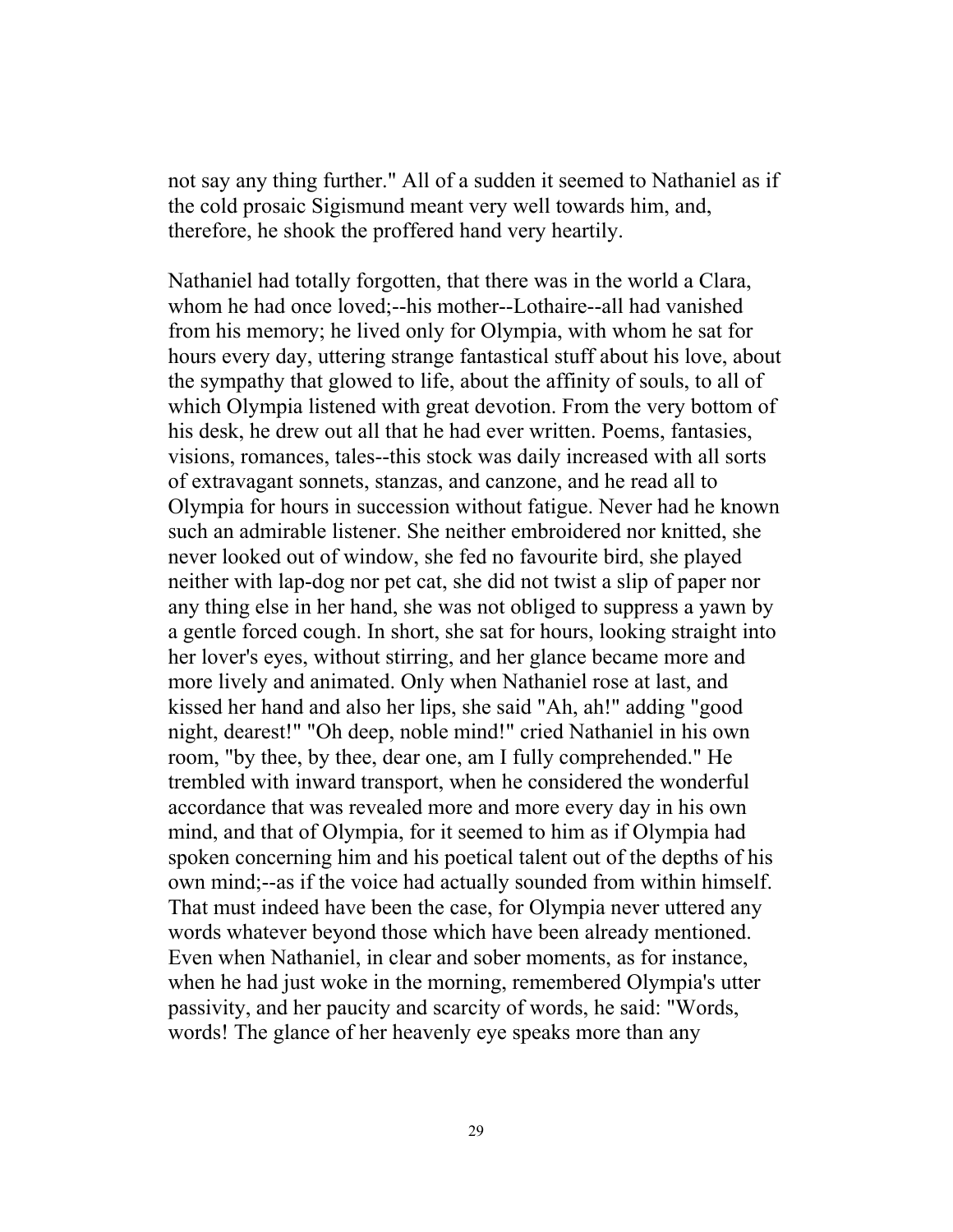not say any thing further." All of a sudden it seemed to Nathaniel as if the cold prosaic Sigismund meant very well towards him, and, therefore, he shook the proffered hand very heartily.

Nathaniel had totally forgotten, that there was in the world a Clara, whom he had once loved;--his mother--Lothaire--all had vanished from his memory; he lived only for Olympia, with whom he sat for hours every day, uttering strange fantastical stuff about his love, about the sympathy that glowed to life, about the affinity of souls, to all of which Olympia listened with great devotion. From the very bottom of his desk, he drew out all that he had ever written. Poems, fantasies, visions, romances, tales--this stock was daily increased with all sorts of extravagant sonnets, stanzas, and canzone, and he read all to Olympia for hours in succession without fatigue. Never had he known such an admirable listener. She neither embroidered nor knitted, she never looked out of window, she fed no favourite bird, she played neither with lap-dog nor pet cat, she did not twist a slip of paper nor any thing else in her hand, she was not obliged to suppress a yawn by a gentle forced cough. In short, she sat for hours, looking straight into her lover's eyes, without stirring, and her glance became more and more lively and animated. Only when Nathaniel rose at last, and kissed her hand and also her lips, she said "Ah, ah!" adding "good night, dearest!" "Oh deep, noble mind!" cried Nathaniel in his own room, "by thee, by thee, dear one, am I fully comprehended." He trembled with inward transport, when he considered the wonderful accordance that was revealed more and more every day in his own mind, and that of Olympia, for it seemed to him as if Olympia had spoken concerning him and his poetical talent out of the depths of his own mind;--as if the voice had actually sounded from within himself. That must indeed have been the case, for Olympia never uttered any words whatever beyond those which have been already mentioned. Even when Nathaniel, in clear and sober moments, as for instance, when he had just woke in the morning, remembered Olympia's utter passivity, and her paucity and scarcity of words, he said: "Words, words! The glance of her heavenly eye speaks more than any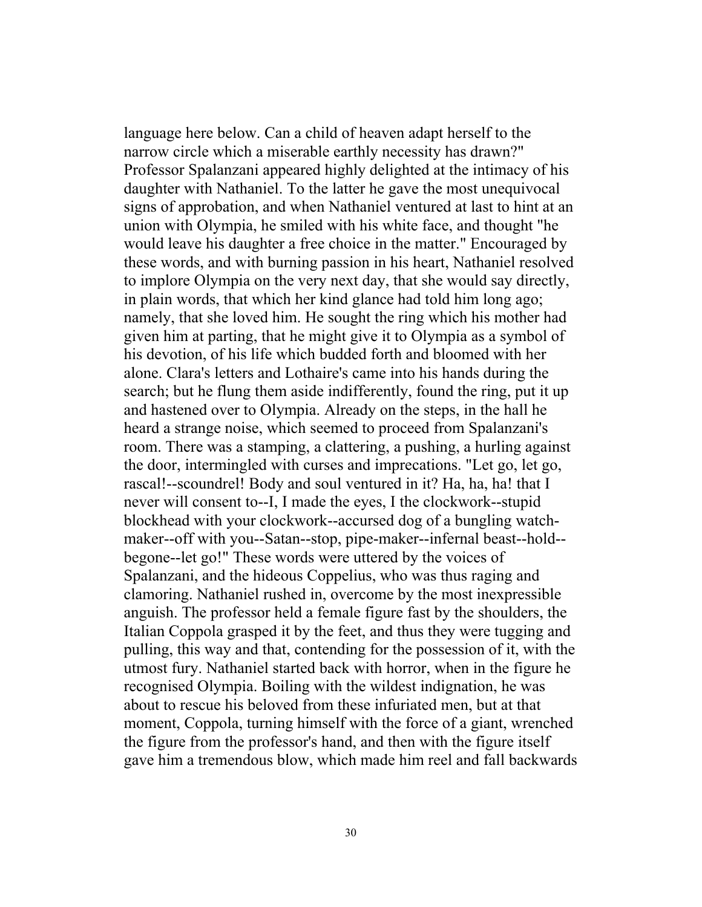language here below. Can a child of heaven adapt herself to the narrow circle which a miserable earthly necessity has drawn?" Professor Spalanzani appeared highly delighted at the intimacy of his daughter with Nathaniel. To the latter he gave the most unequivocal signs of approbation, and when Nathaniel ventured at last to hint at an union with Olympia, he smiled with his white face, and thought "he would leave his daughter a free choice in the matter." Encouraged by these words, and with burning passion in his heart, Nathaniel resolved to implore Olympia on the very next day, that she would say directly, in plain words, that which her kind glance had told him long ago; namely, that she loved him. He sought the ring which his mother had given him at parting, that he might give it to Olympia as a symbol of his devotion, of his life which budded forth and bloomed with her alone. Clara's letters and Lothaire's came into his hands during the search; but he flung them aside indifferently, found the ring, put it up and hastened over to Olympia. Already on the steps, in the hall he heard a strange noise, which seemed to proceed from Spalanzani's room. There was a stamping, a clattering, a pushing, a hurling against the door, intermingled with curses and imprecations. "Let go, let go, rascal!--scoundrel! Body and soul ventured in it? Ha, ha, ha! that I never will consent to--I, I made the eyes, I the clockwork--stupid blockhead with your clockwork--accursed dog of a bungling watch-maker--off with you--Satan--stop, pipe-maker--infernal beast--hold--begone--let go!" These words were uttered by the voices of Spalanzani, and the hideous Coppelius, who was thus raging and clamoring. Nathaniel rushed in, overcome by the most inexpressible anguish. The professor held a female figure fast by the shoulders, the Italian Coppola grasped it by the feet, and thus they were tugging and pulling, this way and that, contending for the possession of it, with the utmost fury. Nathaniel started back with horror, when in the figure he recognised Olympia. Boiling with the wildest indignation, he was about to rescue his beloved from these infuriated men, but at that moment, Coppola, turning himself with the force of a giant, wrenched the figure from the professor's hand, and then with the figure itself gave him a tremendous blow, which made him reel and fall backwards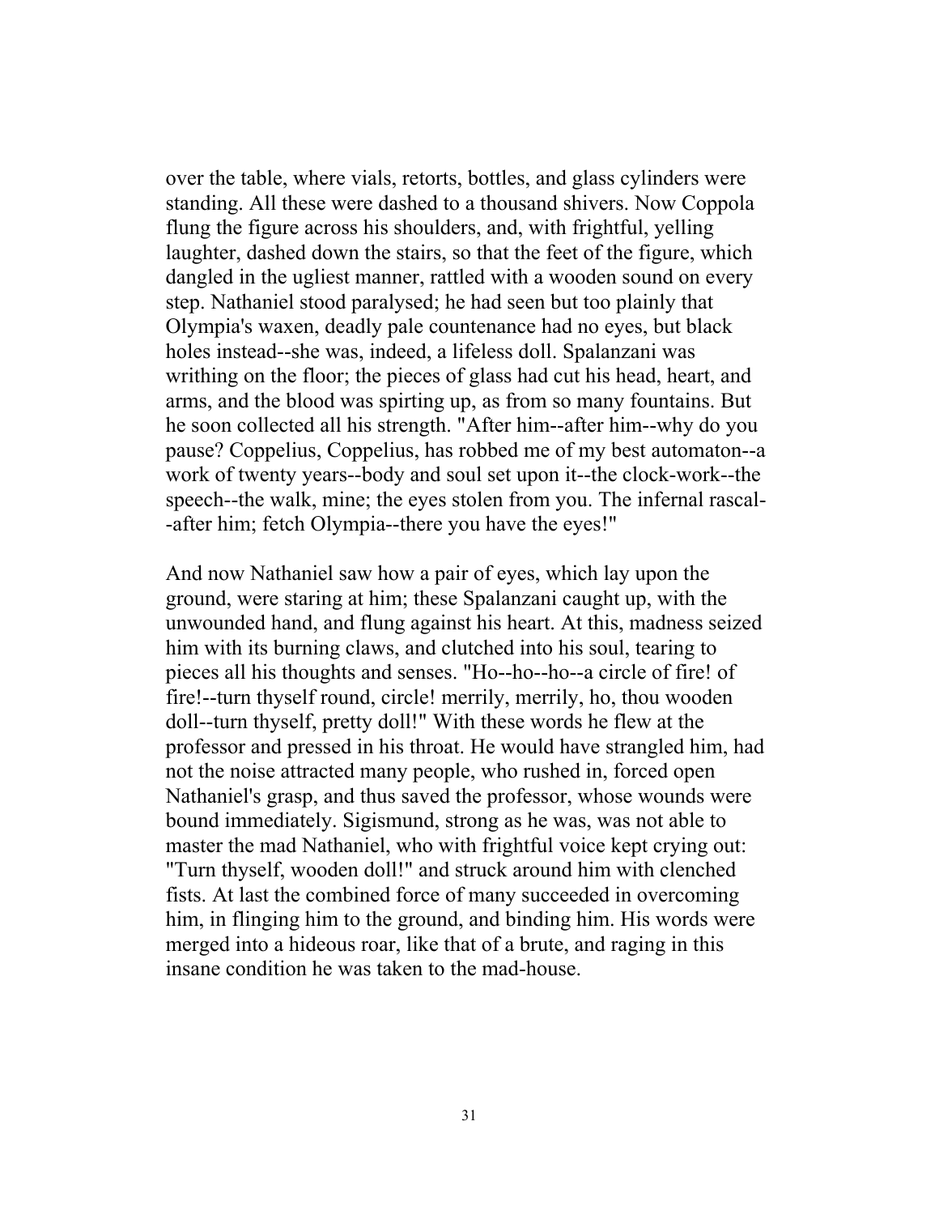over the table, where vials, retorts, bottles, and glass cylinders were standing. All these were dashed to a thousand shivers. Now Coppola flung the figure across his shoulders, and, with frightful, yelling laughter, dashed down the stairs, so that the feet of the figure, which dangled in the ugliest manner, rattled with a wooden sound on every step. Nathaniel stood paralysed; he had seen but too plainly that Olympia's waxen, deadly pale countenance had no eyes, but black holes instead--she was, indeed, a lifeless doll. Spalanzani was writhing on the floor; the pieces of glass had cut his head, heart, and arms, and the blood was spirting up, as from so many fountains. But he soon collected all his strength. "After him--after him--why do you pause? Coppelius, Coppelius, has robbed me of my best automaton--a work of twenty years--body and soul set upon it--the clock-work--the speech--the walk, mine; the eyes stolen from you. The infernal rascal--after him; fetch Olympia--there you have the eyes!"

And now Nathaniel saw how a pair of eyes, which lay upon the ground, were staring at him; these Spalanzani caught up, with the unwounded hand, and flung against his heart. At this, madness seized him with its burning claws, and clutched into his soul, tearing to pieces all his thoughts and senses. "Ho--ho--ho--a circle of fire! of fire!--turn thyself round, circle! merrily, merrily, ho, thou wooden doll--turn thyself, pretty doll!" With these words he flew at the professor and pressed in his throat. He would have strangled him, had not the noise attracted many people, who rushed in, forced open Nathaniel's grasp, and thus saved the professor, whose wounds were bound immediately. Sigismund, strong as he was, was not able to master the mad Nathaniel, who with frightful voice kept crying out: "Turn thyself, wooden doll!" and struck around him with clenched fists. At last the combined force of many succeeded in overcoming him, in flinging him to the ground, and binding him. His words were merged into a hideous roar, like that of a brute, and raging in this insane condition he was taken to the mad-house.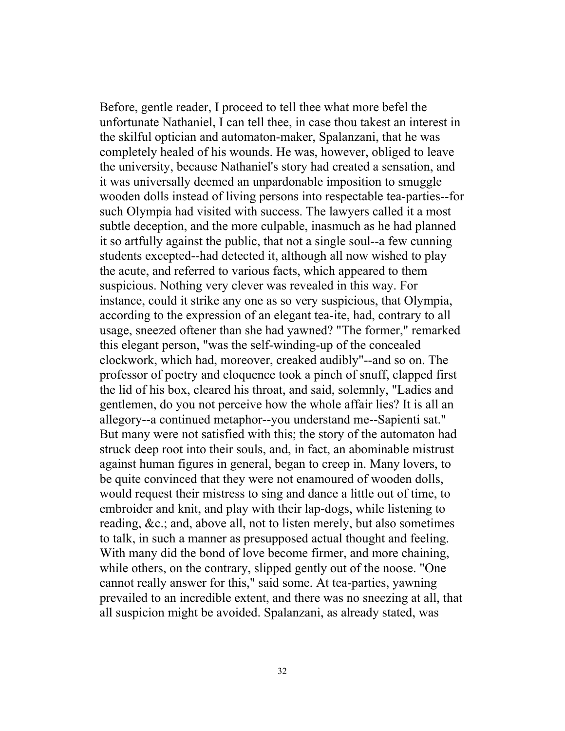Before, gentle reader, I proceed to tell thee what more befel the unfortunate Nathaniel, I can tell thee, in case thou takest an interest in the skilful optician and automaton-maker, Spalanzani, that he was completely healed of his wounds. He was, however, obliged to leave the university, because Nathaniel's story had created a sensation, and it was universally deemed an unpardonable imposition to smuggle wooden dolls instead of living persons into respectable tea-parties--for such Olympia had visited with success. The lawyers called it a most subtle deception, and the more culpable, inasmuch as he had planned it so artfully against the public, that not a single soul--a few cunning students excepted--had detected it, although all now wished to play the acute, and referred to various facts, which appeared to them suspicious. Nothing very clever was revealed in this way. For instance, could it strike any one as so very suspicious, that Olympia, according to the expression of an elegant tea-ite, had, contrary to all usage, sneezed oftener than she had yawned? "The former," remarked this elegant person, "was the self-winding-up of the concealed clockwork, which had, moreover, creaked audibly"--and so on. The professor of poetry and eloquence took a pinch of snuff, clapped first the lid of his box, cleared his throat, and said, solemnly, "Ladies and gentlemen, do you not perceive how the whole affair lies? It is all an allegory--a continued metaphor--you understand me--Sapienti sat." But many were not satisfied with this; the story of the automaton had struck deep root into their souls, and, in fact, an abominable mistrust against human figures in general, began to creep in. Many lovers, to be quite convinced that they were not enamoured of wooden dolls, would request their mistress to sing and dance a little out of time, to embroider and knit, and play with their lap-dogs, while listening to reading, &c.; and, above all, not to listen merely, but also sometimes to talk, in such a manner as presupposed actual thought and feeling. With many did the bond of love become firmer, and more chaining, while others, on the contrary, slipped gently out of the noose. "One cannot really answer for this," said some. At tea-parties, yawning prevailed to an incredible extent, and there was no sneezing at all, that all suspicion might be avoided. Spalanzani, as already stated, was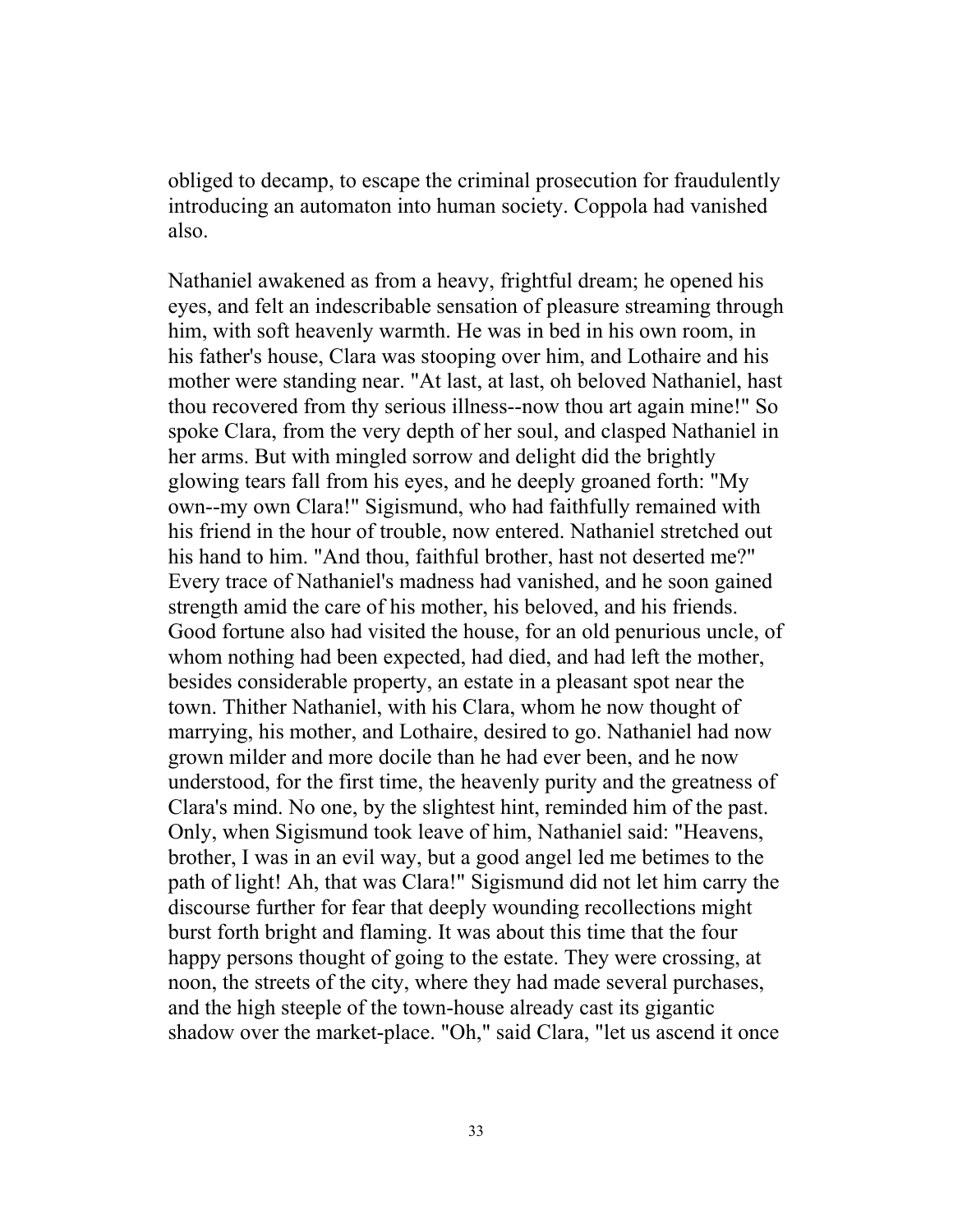obliged to decamp, to escape the criminal prosecution for fraudulently introducing an automaton into human society. Coppola had vanished also.

Nathaniel awakened as from a heavy, frightful dream; he opened his eyes, and felt an indescribable sensation of pleasure streaming through him, with soft heavenly warmth. He was in bed in his own room, in his father's house, Clara was stooping over him, and Lothaire and his mother were standing near. "At last, at last, oh beloved Nathaniel, hast thou recovered from thy serious illness--now thou art again mine!" So spoke Clara, from the very depth of her soul, and clasped Nathaniel in her arms. But with mingled sorrow and delight did the brightly glowing tears fall from his eyes, and he deeply groaned forth: "My own--my own Clara!" Sigismund, who had faithfully remained with his friend in the hour of trouble, now entered. Nathaniel stretched out his hand to him. "And thou, faithful brother, hast not deserted me?" Every trace of Nathaniel's madness had vanished, and he soon gained strength amid the care of his mother, his beloved, and his friends. Good fortune also had visited the house, for an old penurious uncle, of whom nothing had been expected, had died, and had left the mother, besides considerable property, an estate in a pleasant spot near the town. Thither Nathaniel, with his Clara, whom he now thought of marrying, his mother, and Lothaire, desired to go. Nathaniel had now grown milder and more docile than he had ever been, and he now understood, for the first time, the heavenly purity and the greatness of Clara's mind. No one, by the slightest hint, reminded him of the past. Only, when Sigismund took leave of him, Nathaniel said: "Heavens, brother, I was in an evil way, but a good angel led me betimes to the path of light! Ah, that was Clara!" Sigismund did not let him carry the discourse further for fear that deeply wounding recollections might burst forth bright and flaming. It was about this time that the four happy persons thought of going to the estate. They were crossing, at noon, the streets of the city, where they had made several purchases, and the high steeple of the town-house already cast its gigantic shadow over the market-place. "Oh," said Clara, "let us ascend it once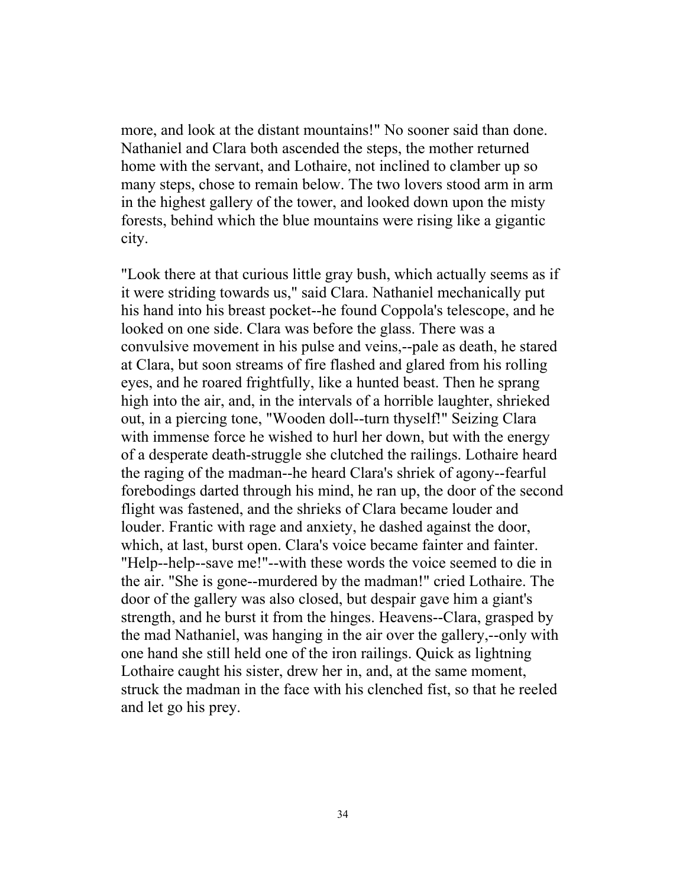more, and look at the distant mountains!" No sooner said than done. Nathaniel and Clara both ascended the steps, the mother returned home with the servant, and Lothaire, not inclined to clamber up so many steps, chose to remain below. The two lovers stood arm in arm in the highest gallery of the tower, and looked down upon the misty forests, behind which the blue mountains were rising like a gigantic city.

"Look there at that curious little gray bush, which actually seems as if it were striding towards us," said Clara. Nathaniel mechanically put his hand into his breast pocket--he found Coppola's telescope, and he looked on one side. Clara was before the glass. There was a convulsive movement in his pulse and veins,--pale as death, he stared at Clara, but soon streams of fire flashed and glared from his rolling eyes, and he roared frightfully, like a hunted beast. Then he sprang high into the air, and, in the intervals of a horrible laughter, shrieked out, in a piercing tone, "Wooden doll--turn thyself!" Seizing Clara with immense force he wished to hurl her down, but with the energy of a desperate death-struggle she clutched the railings. Lothaire heard the raging of the madman--he heard Clara's shriek of agony--fearful forebodings darted through his mind, he ran up, the door of the second flight was fastened, and the shrieks of Clara became louder and louder. Frantic with rage and anxiety, he dashed against the door, which, at last, burst open. Clara's voice became fainter and fainter. "Help--help--save me!"--with these words the voice seemed to die in the air. "She is gone--murdered by the madman!" cried Lothaire. The door of the gallery was also closed, but despair gave him a giant's strength, and he burst it from the hinges. Heavens--Clara, grasped by the mad Nathaniel, was hanging in the air over the gallery,--only with one hand she still held one of the iron railings. Quick as lightning Lothaire caught his sister, drew her in, and, at the same moment, struck the madman in the face with his clenched fist, so that he reeled and let go his prey.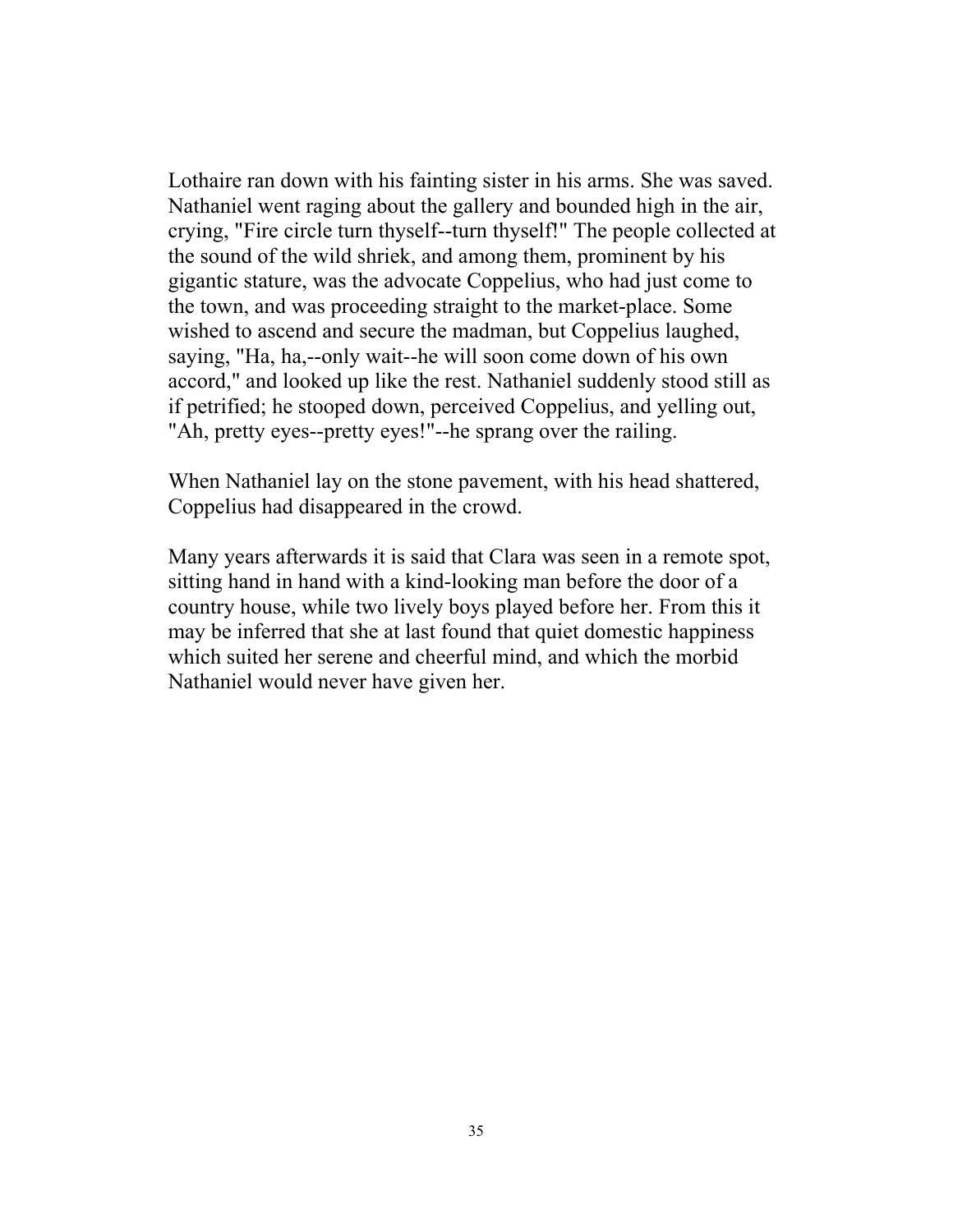Lothaire ran down with his fainting sister in his arms. She was saved. Nathaniel went raging about the gallery and bounded high in the air, crying, "Fire circle turn thyself--turn thyself!" The people collected at the sound of the wild shriek, and among them, prominent by his gigantic stature, was the advocate Coppelius, who had just come to the town, and was proceeding straight to the market-place. Some wished to ascend and secure the madman, but Coppelius laughed, saying, "Ha, ha,--only wait--he will soon come down of his own accord," and looked up like the rest. Nathaniel suddenly stood still as if petrified; he stooped down, perceived Coppelius, and yelling out, "Ah, pretty eyes--pretty eyes!"--he sprang over the railing.

When Nathaniel lay on the stone pavement, with his head shattered, Coppelius had disappeared in the crowd.

Many years afterwards it is said that Clara was seen in a remote spot, sitting hand in hand with a kind-looking man before the door of a country house, while two lively boys played before her. From this it may be inferred that she at last found that quiet domestic happiness which suited her serene and cheerful mind, and which the morbid Nathaniel would never have given her.